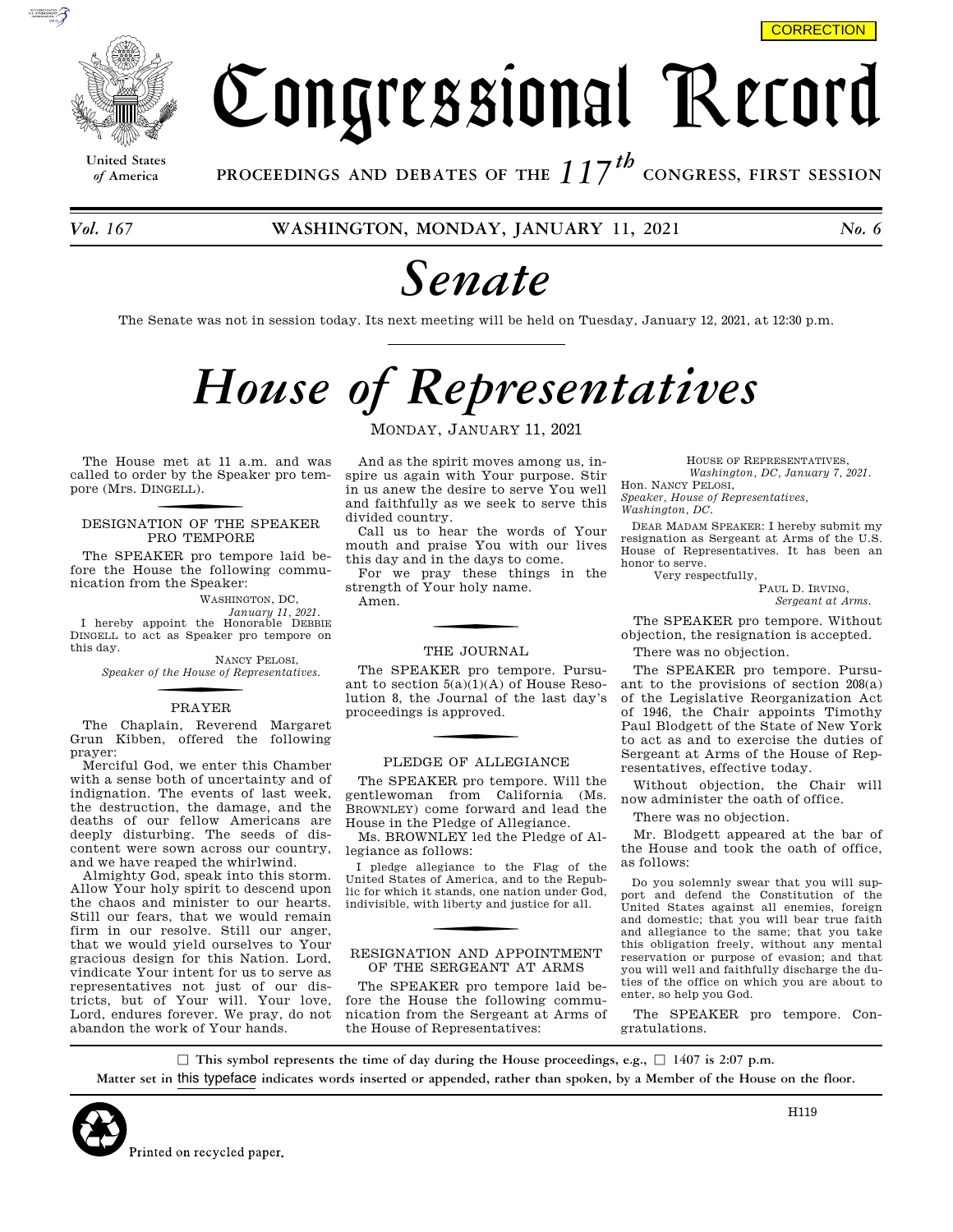CORRECTION

# Congressional Record

United States of America

PROCEEDINGS AND DEBATES OF THE 117th CONGRESS, FIRST SESSION

*Vol. 167* WASHINGTON, MONDAY, JANUARY 11, 2021 *No. 6*

# *Senate*

The Senate was not in session today. Its next meeting will be held on Tuesday, January 12, 2021, at 12:30 p.m.

# *House of Representatives*

MONDAY, JANUARY 11, 2021

The House met at 11 a.m. and was called to order by the Speaker pro tempore (Mrs. DINGELL).

## DESIGNATION OF THE SPEAKER PRO TEMPORE

The SPEAKER pro tempore laid before the House the following communication from the Speaker:

WASHINGTON, DC,
*January 11, 2021.*

I hereby appoint the Honorable DEBBIE DINGELL to act as Speaker pro tempore on this day.

NANCY PELOSI,
*Speaker of the House of Representatives.*

## PRAYER

The Chaplain, Reverend Margaret Grun Kibben, offered the following prayer:

Merciful God, we enter this Chamber with a sense both of uncertainty and of indignation. The events of last week, the destruction, the damage, and the deaths of our fellow Americans are deeply disturbing. The seeds of discontent were sown across our country, and we have reaped the whirlwind.

Almighty God, speak into this storm. Allow Your holy spirit to descend upon the chaos and minister to our hearts. Still our fears, that we would remain firm in our resolve. Still our anger, that we would yield ourselves to Your gracious design for this Nation. Lord, vindicate Your intent for us to serve as representatives not just of our districts, but of Your will. Your love, Lord, endures forever. We pray, do not abandon the work of Your hands.

And as the spirit moves among us, inspire us again with Your purpose. Stir in us anew the desire to serve You well and faithfully as we seek to serve this divided country.

Call us to hear the words of Your mouth and praise You with our lives this day and in the days to come.

For we pray these things in the strength of Your holy name.

Amen.

## THE JOURNAL

The SPEAKER pro tempore. Pursuant to section 5(a)(1)(A) of House Resolution 8, the Journal of the last day's proceedings is approved.

## PLEDGE OF ALLEGIANCE

The SPEAKER pro tempore. Will the gentlewoman from California (Ms. BROWNLEY) come forward and lead the House in the Pledge of Allegiance.

Ms. BROWNLEY led the Pledge of Allegiance as follows:

I pledge allegiance to the Flag of the United States of America, and to the Republic for which it stands, one nation under God, indivisible, with liberty and justice for all.

## RESIGNATION AND APPOINTMENT OF THE SERGEANT AT ARMS

The SPEAKER pro tempore laid before the House the following communication from the Sergeant at Arms of the House of Representatives:

HOUSE OF REPRESENTATIVES,
*Washington, DC, January 7, 2021.*

Hon. NANCY PELOSI,
*Speaker, House of Representatives,*
*Washington, DC.*

DEAR MADAM SPEAKER: I hereby submit my resignation as Sergeant at Arms of the U.S. House of Representatives. It has been an honor to serve.

Very respectfully,

PAUL D. IRVING,
*Sergeant at Arms.*

The SPEAKER pro tempore. Without objection, the resignation is accepted.

There was no objection.

The SPEAKER pro tempore. Pursuant to the provisions of section 208(a) of the Legislative Reorganization Act of 1946, the Chair appoints Timothy Paul Blodgett of the State of New York to act as and to exercise the duties of Sergeant at Arms of the House of Representatives, effective today.

Without objection, the Chair will now administer the oath of office.

There was no objection.

Mr. Blodgett appeared at the bar of the House and took the oath of office, as follows:

Do you solemnly swear that you will support and defend the Constitution of the United States against all enemies, foreign and domestic; that you will bear true faith and allegiance to the same; that you take this obligation freely, without any mental reservation or purpose of evasion; and that you will well and faithfully discharge the duties of the office on which you are about to enter, so help you God.

The SPEAKER pro tempore. Congratulations.

☐ This symbol represents the time of day during the House proceedings, e.g., ☐ 1407 is 2:07 p.m.

Matter set in this typeface indicates words inserted or appended, rather than spoken, by a Member of the House on the floor.

Printed on recycled paper.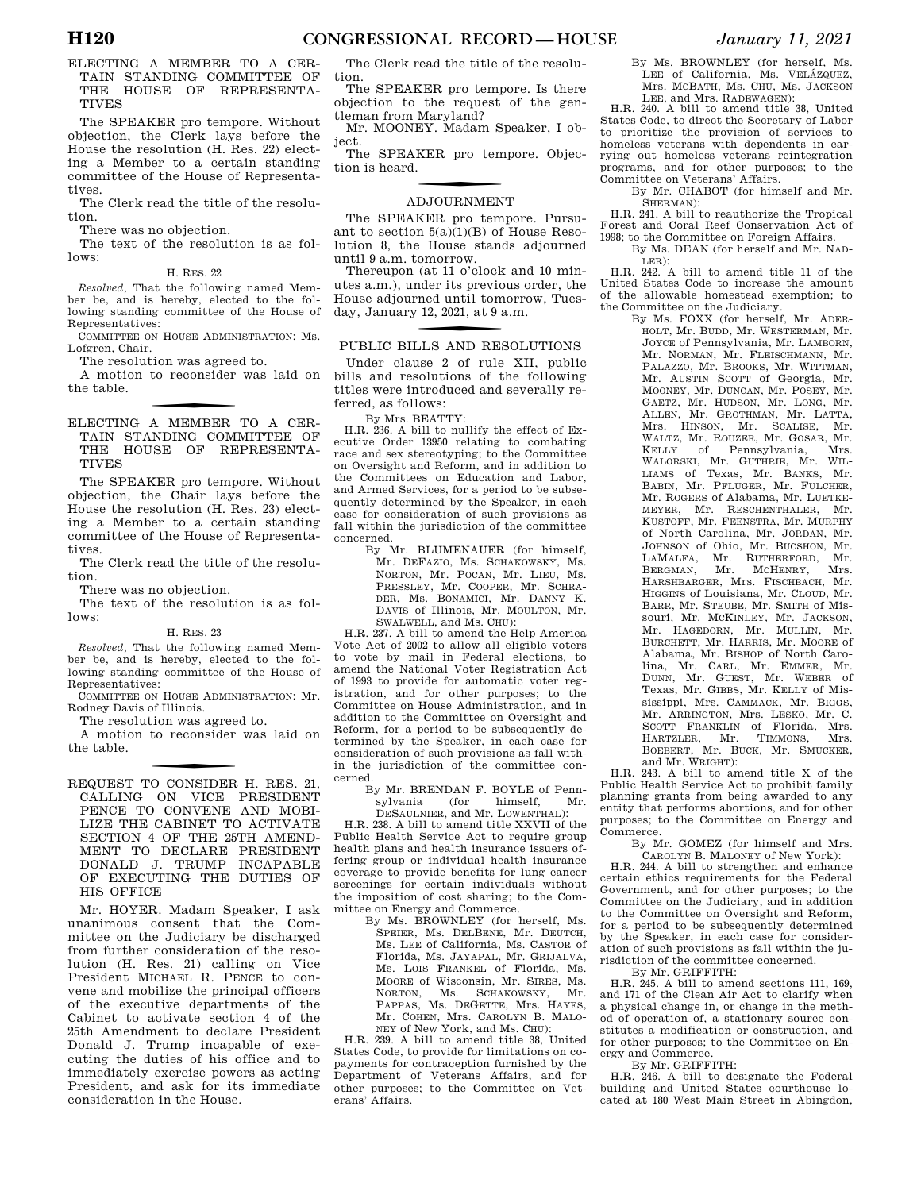## ELECTING A MEMBER TO A CERTAIN STANDING COMMITTEE OF THE HOUSE OF REPRESENTATIVES

The SPEAKER pro tempore. Without objection, the Clerk lays before the House the resolution (H. Res. 22) electing a Member to a certain standing committee of the House of Representatives.

The Clerk read the title of the resolution.

There was no objection.

The text of the resolution is as follows:

H. RES. 22

*Resolved*, That the following named Member be, and is hereby, elected to the following standing committee of the House of Representatives:

COMMITTEE ON HOUSE ADMINISTRATION: Ms. Lofgren, Chair.

The resolution was agreed to.

A motion to reconsider was laid on the table.

## ELECTING A MEMBER TO A CERTAIN STANDING COMMITTEE OF THE HOUSE OF REPRESENTATIVES

The SPEAKER pro tempore. Without objection, the Chair lays before the House the resolution (H. Res. 23) electing a Member to a certain standing committee of the House of Representatives.

The Clerk read the title of the resolution.

There was no objection.

The text of the resolution is as follows:

H. RES. 23

*Resolved*, That the following named Member be, and is hereby, elected to the following standing committee of the House of Representatives:

COMMITTEE ON HOUSE ADMINISTRATION: Mr. Rodney Davis of Illinois.

The resolution was agreed to.

A motion to reconsider was laid on the table.

## REQUEST TO CONSIDER H. RES. 21, CALLING ON VICE PRESIDENT PENCE TO CONVENE AND MOBILIZE THE CABINET TO ACTIVATE SECTION 4 OF THE 25TH AMENDMENT TO DECLARE PRESIDENT DONALD J. TRUMP INCAPABLE OF EXECUTING THE DUTIES OF HIS OFFICE

Mr. HOYER. Madam Speaker, I ask unanimous consent that the Committee on the Judiciary be discharged from further consideration of the resolution (H. Res. 21) calling on Vice President MICHAEL R. PENCE to convene and mobilize the principal officers of the executive departments of the Cabinet to activate section 4 of the 25th Amendment to declare President Donald J. Trump incapable of executing the duties of his office and to immediately exercise powers as acting President, and ask for its immediate consideration in the House.

The Clerk read the title of the resolution.

The SPEAKER pro tempore. Is there objection to the request of the gentleman from Maryland?

Mr. MOONEY. Madam Speaker, I object.

The SPEAKER pro tempore. Objection is heard.

## ADJOURNMENT

The SPEAKER pro tempore. Pursuant to section 5(a)(1)(B) of House Resolution 8, the House stands adjourned until 9 a.m. tomorrow.

Thereupon (at 11 o'clock and 10 minutes a.m.), under its previous order, the House adjourned until tomorrow, Tuesday, January 12, 2021, at 9 a.m.

## PUBLIC BILLS AND RESOLUTIONS

Under clause 2 of rule XII, public bills and resolutions of the following titles were introduced and severally referred, as follows:

By Mrs. BEATTY:

H.R. 236. A bill to nullify the effect of Executive Order 13950 relating to combating race and sex stereotyping; to the Committee on Oversight and Reform, and in addition to the Committees on Education and Labor, and Armed Services, for a period to be subsequently determined by the Speaker, in each case for consideration of such provisions as fall within the jurisdiction of the committee concerned.

By Mr. BLUMENAUER (for himself, Mr. DEFAZIO, Ms. SCHAKOWSKY, Ms. NORTON, Mr. POCAN, Mr. LIEU, Ms. PRESSLEY, Mr. COOPER, Mr. SCHRADER, Ms. BONAMICI, Mr. DANNY K. DAVIS of Illinois, Mr. MOULTON, Mr. SWALWELL, and Ms. CHU):

H.R. 237. A bill to amend the Help America Vote Act of 2002 to allow all eligible voters to vote by mail in Federal elections, to amend the National Voter Registration Act of 1993 to provide for automatic voter registration, and for other purposes; to the Committee on House Administration, and in addition to the Committee on Oversight and Reform, for a period to be subsequently determined by the Speaker, in each case for consideration of such provisions as fall within the jurisdiction of the committee concerned.

By Mr. BRENDAN F. BOYLE of Pennsylvania (for himself, Mr. DESAULNIER, and Mr. LOWENTHAL):

H.R. 238. A bill to amend title XXVII of the Public Health Service Act to require group health plans and health insurance issuers offering group or individual health insurance coverage to provide benefits for lung cancer screenings for certain individuals without the imposition of cost sharing; to the Committee on Energy and Commerce.

By Ms. BROWNLEY (for herself, Ms. SPEIER, Ms. DELBENE, Mr. DEUTCH, Ms. LEE of California, Ms. CASTOR of Florida, Ms. JAYAPAL, Mr. GRIJALVA, Ms. LOIS FRANKEL of Florida, Ms. MOORE of Wisconsin, Mr. SIRES, Ms. NORTON, Ms. SCHAKOWSKY, Mr. PAPPAS, Ms. DEGETTE, Mrs. HAYES, Mr. COHEN, Mrs. CAROLYN B. MALONEY of New York, and Ms. CHU):

H.R. 239. A bill to amend title 38, United States Code, to provide for limitations on copayments for contraception furnished by the Department of Veterans Affairs, and for other purposes; to the Committee on Veterans' Affairs.

By Ms. BROWNLEY (for herself, Ms. LEE of California, Ms. VELÁZQUEZ, Mrs. MCBATH, Ms. CHU, Ms. JACKSON LEE, and Mrs. RADEWAGEN):

H.R. 240. A bill to amend title 38, United States Code, to direct the Secretary of Labor to prioritize the provision of services to homeless veterans with dependents in carrying out homeless veterans reintegration programs, and for other purposes; to the Committee on Veterans' Affairs.

By Mr. CHABOT (for himself and Mr. SHERMAN):

H.R. 241. A bill to reauthorize the Tropical Forest and Coral Reef Conservation Act of 1998; to the Committee on Foreign Affairs.

By Ms. DEAN (for herself and Mr. NADLER):

H.R. 242. A bill to amend title 11 of the United States Code to increase the amount of the allowable homestead exemption; to the Committee on the Judiciary.

By Ms. FOXX (for herself, Mr. ADERHOLT, Mr. BUDD, Mr. WESTERMAN, Mr. JOYCE of Pennsylvania, Mr. LAMBORN, Mr. NORMAN, Mr. FLEISCHMANN, Mr. PALAZZO, Mr. BROOKS, Mr. WITTMAN, Mr. AUSTIN SCOTT of Georgia, Mr. MOONEY, Mr. DUNCAN, Mr. POSEY, Mr. GAETZ, Mr. HUDSON, Mr. LONG, Mr. ALLEN, Mr. GROTHMAN, Mr. LATTA, Mrs. HINSON, Mr. SCALISE, Mr. WALTZ, Mr. ROUZER, Mr. GOSAR, Mr. KELLY of Pennsylvania, Mrs. WALORSKI, Mr. GUTHRIE, Mr. WILLIAMS of Texas, Mr. BANKS, Mr. BABIN, Mr. PFLUGER, Mr. FULCHER, Mr. ROGERS of Alabama, Mr. LUETKEMEYER, Mr. RESCHENTHALER, Mr. KUSTOFF, Mr. FEENSTRA, Mr. MURPHY of North Carolina, Mr. JORDAN, Mr. JOHNSON of Ohio, Mr. BUCSHON, Mr. LAMALFA, Mr. RUTHERFORD, Mr. BERGMAN, Mr. MCHENRY, Mrs. HARSHBARGER, Mrs. FISCHBACH, Mr. HIGGINS of Louisiana, Mr. CLOUD, Mr. BARR, Mr. STEUBE, Mr. SMITH of Missouri, Mr. MCKINLEY, Mr. JACKSON, Mr. HAGEDORN, Mr. MULLIN, Mr. BURCHETT, Mr. HARRIS, Mr. MOORE of Alabama, Mr. BISHOP of North Carolina, Mr. CARL, Mr. EMMER, Mr. DUNN, Mr. GUEST, Mr. WEBER of Texas, Mr. GIBBS, Mr. KELLY of Mississippi, Mrs. CAMMACK, Mr. BIGGS, Mr. ARRINGTON, Mrs. LESKO, Mr. C. SCOTT FRANKLIN of Florida, Mrs. HARTZLER, Mr. TIMMONS, Mrs. BOEBERT, Mr. BUCK, Mr. SMUCKER, and Mr. WRIGHT):

H.R. 243. A bill to amend title X of the Public Health Service Act to prohibit family planning grants from being awarded to any entity that performs abortions, and for other purposes; to the Committee on Energy and Commerce.

By Mr. GOMEZ (for himself and Mrs. CAROLYN B. MALONEY of New York):

H.R. 244. A bill to strengthen and enhance certain ethics requirements for the Federal Government, and for other purposes; to the Committee on the Judiciary, and in addition to the Committee on Oversight and Reform, for a period to be subsequently determined by the Speaker, in each case for consideration of such provisions as fall within the jurisdiction of the committee concerned.

By Mr. GRIFFITH:

H.R. 245. A bill to amend sections 111, 169, and 171 of the Clean Air Act to clarify when a physical change in, or change in the method of operation of, a stationary source constitutes a modification or construction, and for other purposes; to the Committee on Energy and Commerce.

By Mr. GRIFFITH:

H.R. 246. A bill to designate the Federal building and United States courthouse located at 180 West Main Street in Abingdon,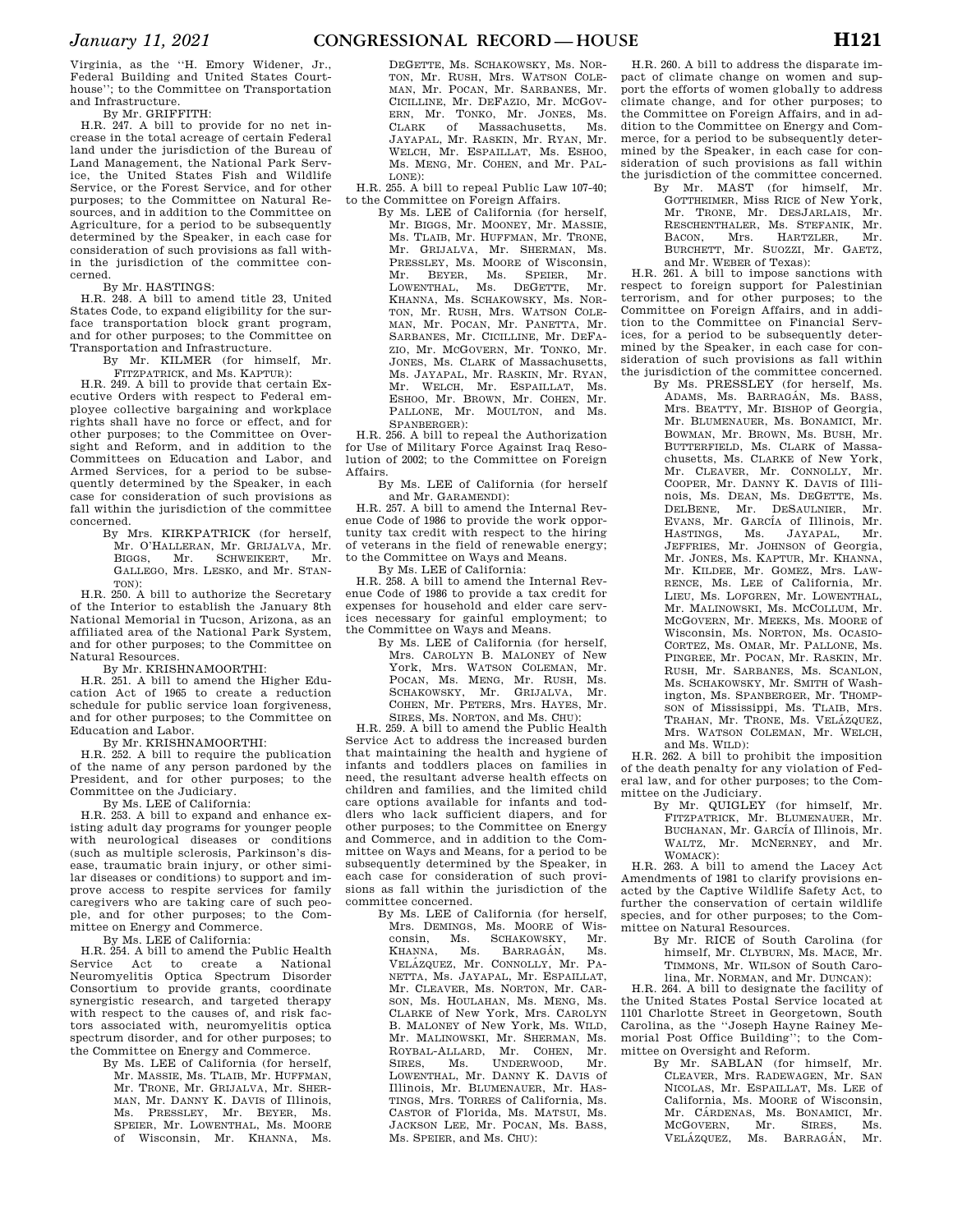Virginia, as the ''H. Emory Widener, Jr., Federal Building and United States Courthouse''; to the Committee on Transportation and Infrastructure.

By Mr. GRIFFITH:

H.R. 247. A bill to provide for no net increase in the total acreage of certain Federal land under the jurisdiction of the Bureau of Land Management, the National Park Service, the United States Fish and Wildlife Service, or the Forest Service, and for other purposes; to the Committee on Natural Resources, and in addition to the Committee on Agriculture, for a period to be subsequently determined by the Speaker, in each case for consideration of such provisions as fall within the jurisdiction of the committee concerned.

By Mr. HASTINGS:

H.R. 248. A bill to amend title 23, United States Code, to expand eligibility for the surface transportation block grant program, and for other purposes; to the Committee on Transportation and Infrastructure.

By Mr. KILMER (for himself, Mr. FITZPATRICK, and Ms. KAPTUR):

H.R. 249. A bill to provide that certain Executive Orders with respect to Federal employee collective bargaining and workplace rights shall have no force or effect, and for other purposes; to the Committee on Oversight and Reform, and in addition to the Committees on Education and Labor, and Armed Services, for a period to be subsequently determined by the Speaker, in each case for consideration of such provisions as fall within the jurisdiction of the committee concerned.

By Mrs. KIRKPATRICK (for herself, Mr. O'HALLERAN, Mr. GRIJALVA, Mr. BIGGS, Mr. SCHWEIKERT, Mr. GALLEGO, Mrs. LESKO, and Mr. STANTON):

H.R. 250. A bill to authorize the Secretary of the Interior to establish the January 8th National Memorial in Tucson, Arizona, as an affiliated area of the National Park System, and for other purposes; to the Committee on Natural Resources.

By Mr. KRISHNAMOORTHI:

H.R. 251. A bill to amend the Higher Education Act of 1965 to create a reduction schedule for public service loan forgiveness, and for other purposes; to the Committee on Education and Labor.

By Mr. KRISHNAMOORTHI:

H.R. 252. A bill to require the publication of the name of any person pardoned by the President, and for other purposes; to the Committee on the Judiciary.

By Ms. LEE of California:

H.R. 253. A bill to expand and enhance existing adult day programs for younger people with neurological diseases or conditions (such as multiple sclerosis, Parkinson's disease, traumatic brain injury, or other similar diseases or conditions) to support and improve access to respite services for family caregivers who are taking care of such people, and for other purposes; to the Committee on Energy and Commerce.

By Ms. LEE of California:

H.R. 254. A bill to amend the Public Health Service Act to create a National Neuromyelitis Optica Spectrum Disorder Consortium to provide grants, coordinate synergistic research, and targeted therapy with respect to the causes of, and risk factors associated with, neuromyelitis optica spectrum disorder, and for other purposes; to the Committee on Energy and Commerce.

By Ms. LEE of California (for herself, Mr. MASSIE, Ms. TLAIB, Mr. HUFFMAN, Mr. TRONE, Mr. GRIJALVA, Mr. SHERMAN, Mr. DANNY K. DAVIS of Illinois, Ms. PRESSLEY, Mr. BEYER, Ms. SPEIER, Mr. LOWENTHAL, Ms. MOORE of Wisconsin, Mr. KHANNA, Ms. DEGETTE, Ms. SCHAKOWSKY, Ms. NORTON, Mr. RUSH, Mrs. WATSON COLEMAN, Mr. POCAN, Mr. SARBANES, Mr. CICILLINE, Mr. DEFAZIO, Mr. MCGOVERN, Mr. TONKO, Mr. JONES, Ms. CLARK of Massachusetts, Ms. JAYAPAL, Mr. RASKIN, Mr. RYAN, Mr. WELCH, Mr. ESPAILLAT, Ms. ESHOO, Ms. MENG, Mr. COHEN, and Mr. PALLONE):

H.R. 255. A bill to repeal Public Law 107-40; to the Committee on Foreign Affairs.

By Ms. LEE of California (for herself, Mr. BIGGS, Mr. MOONEY, Mr. MASSIE, Ms. TLAIB, Mr. HUFFMAN, Mr. TRONE, Mr. GRIJALVA, Mr. SHERMAN, Ms. PRESSLEY, Ms. MOORE of Wisconsin, Mr. BEYER, Ms. SPEIER, Mr. LOWENTHAL, Ms. DEGETTE, Mr. KHANNA, Ms. SCHAKOWSKY, Ms. NORTON, Mr. RUSH, Mrs. WATSON COLEMAN, Mr. POCAN, Mr. PANETTA, Mr. SARBANES, Mr. CICILLINE, Mr. DEFAZIO, Mr. MCGOVERN, Mr. TONKO, Mr. JONES, Ms. CLARK of Massachusetts, Ms. JAYAPAL, Mr. RASKIN, Mr. RYAN, Mr. WELCH, Mr. ESPAILLAT, Ms. ESHOO, Mr. BROWN, Mr. COHEN, Mr. PALLONE, Mr. MOULTON, and Ms. SPANBERGER):

H.R. 256. A bill to repeal the Authorization for Use of Military Force Against Iraq Resolution of 2002; to the Committee on Foreign Affairs.

By Ms. LEE of California (for herself and Mr. GARAMENDI):

H.R. 257. A bill to amend the Internal Revenue Code of 1986 to provide the work opportunity tax credit with respect to the hiring of veterans in the field of renewable energy; to the Committee on Ways and Means.

By Ms. LEE of California:

H.R. 258. A bill to amend the Internal Revenue Code of 1986 to provide a tax credit for expenses for household and elder care services necessary for gainful employment; to the Committee on Ways and Means.

By Ms. LEE of California (for herself, Mrs. CAROLYN B. MALONEY of New York, Mrs. WATSON COLEMAN, Mr. POCAN, Ms. MENG, Mr. RUSH, Ms. SCHAKOWSKY, Mr. GRIJALVA, Mr. COHEN, Mr. PETERS, Mrs. HAYES, Mr. SIRES, Ms. NORTON, and Ms. CHU):

H.R. 259. A bill to amend the Public Health Service Act to address the increased burden that maintaining the health and hygiene of infants and toddlers places on families in need, the resultant adverse health effects on children and families, and the limited child care options available for infants and toddlers who lack sufficient diapers, and for other purposes; to the Committee on Energy and Commerce, and in addition to the Committee on Ways and Means, for a period to be subsequently determined by the Speaker, in each case for consideration of such provisions as fall within the jurisdiction of the committee concerned.

By Ms. LEE of California (for herself, Mrs. DEMINGS, Ms. MOORE of Wisconsin, Ms. SCHAKOWSKY, Mr. KHANNA, Ms. BARRAGÁN, Ms. VELÁZQUEZ, Mr. CONNOLLY, Mr. PANETTA, Ms. JAYAPAL, Mr. ESPAILLAT, Mr. CLEAVER, Ms. NORTON, Mr. CARSON, Ms. HOULAHAN, Ms. MENG, Ms. CLARKE of New York, Mrs. CAROLYN B. MALONEY of New York, Ms. WILD, Mr. MALINOWSKI, Mr. SHERMAN, Ms. ROYBAL-ALLARD, Mr. COHEN, Mr. SIRES, Ms. UNDERWOOD, Mr. LOWENTHAL, Mr. DANNY K. DAVIS of Illinois, Mr. BLUMENAUER, Mr. HASTINGS, Mrs. TORRES of California, Ms. CASTOR of Florida, Ms. MATSUI, Ms. JACKSON LEE, Mr. POCAN, Ms. BASS, Ms. SPEIER, and Ms. CHU):

H.R. 260. A bill to address the disparate impact of climate change on women and support the efforts of women globally to address climate change, and for other purposes; to the Committee on Foreign Affairs, and in addition to the Committee on Energy and Commerce, for a period to be subsequently determined by the Speaker, in each case for consideration of such provisions as fall within the jurisdiction of the committee concerned.

By Mr. MAST (for himself, Mr. GOTTHEIMER, Miss RICE of New York, Mr. TRONE, Mr. DESJARLAIS, Mr. RESCHENTHALER, Ms. STEFANIK, Mr. BACON, Mrs. HARTZLER, Mr. BURCHETT, Mr. SUOZZI, Mr. GAETZ, and Mr. WEBER of Texas):

H.R. 261. A bill to impose sanctions with respect to foreign support for Palestinian terrorism, and for other purposes; to the Committee on Foreign Affairs, and in addition to the Committee on Financial Services, for a period to be subsequently determined by the Speaker, in each case for consideration of such provisions as fall within the jurisdiction of the committee concerned.

By Ms. PRESSLEY (for herself, Ms. ADAMS, Ms. BARRAGÁN, Ms. BASS, Mrs. BEATTY, Mr. BISHOP of Georgia, Mr. BLUMENAUER, Ms. BONAMICI, Mr. BOWMAN, Mr. BROWN, Ms. BUSH, Mr. BUTTERFIELD, Ms. CLARK of Massachusetts, Ms. CLARKE of New York, Mr. CLEAVER, Mr. CONNOLLY, Mr. COOPER, Mr. DANNY K. DAVIS of Illinois, Ms. DEAN, Ms. DEGETTE, Ms. DELBENE, Mr. DESAULNIER, Mr. EVANS, Mr. GARCÍA of Illinois, Mr. HASTINGS, Ms. JAYAPAL, Mr. JEFFRIES, Mr. JOHNSON of Georgia, Mr. JONES, Ms. KAPTUR, Mr. KHANNA, Mr. KILDEE, Mr. GOMEZ, Mrs. LAWRENCE, Ms. LEE of California, Mr. LIEU, Ms. LOFGREN, Mr. LOWENTHAL, Mr. MALINOWSKI, Ms. MCCOLLUM, Mr. MCGOVERN, Mr. MEEKS, Ms. MOORE of Wisconsin, Ms. NORTON, Ms. OCASIO-CORTEZ, Ms. OMAR, Mr. PALLONE, Ms. PINGREE, Mr. POCAN, Mr. RASKIN, Mr. RUSH, Mr. SARBANES, Ms. SCANLON, Ms. SCHAKOWSKY, Mr. SMITH of Washington, Ms. SPANBERGER, Mr. THOMPSON of Mississippi, Ms. TLAIB, Mrs. TRAHAN, Mr. TRONE, Ms. VELÁZQUEZ, Mrs. WATSON COLEMAN, Mr. WELCH, and Ms. WILD):

H.R. 262. A bill to prohibit the imposition of the death penalty for any violation of Federal law, and for other purposes; to the Committee on the Judiciary.

By Mr. QUIGLEY (for himself, Mr. FITZPATRICK, Mr. BLUMENAUER, Mr. BUCHANAN, Mr. GARCÍA of Illinois, Mr. WALTZ, Mr. MCNERNEY, and Mr. WOMACK):

H.R. 263. A bill to amend the Lacey Act Amendments of 1981 to clarify provisions enacted by the Captive Wildlife Safety Act, to further the conservation of certain wildlife species, and for other purposes; to the Committee on Natural Resources.

By Mr. RICE of South Carolina (for himself, Mr. CLYBURN, Ms. MACE, Mr. TIMMONS, Mr. WILSON of South Carolina, Mr. NORMAN, and Mr. DUNCAN):

H.R. 264. A bill to designate the facility of the United States Postal Service located at 1101 Charlotte Street in Georgetown, South Carolina, as the ''Joseph Hayne Rainey Memorial Post Office Building''; to the Committee on Oversight and Reform.

By Mr. SABLAN (for himself, Mr. CLEAVER, Mrs. RADEWAGEN, Mr. SAN NICOLAS, Mr. ESPAILLAT, Ms. LEE of California, Ms. MOORE of Wisconsin, Mr. CÁRDENAS, Ms. BONAMICI, Mr. MCGOVERN, Mr. SIRES, Ms. VELÁZQUEZ, Ms. BARRAGÁN, Mr.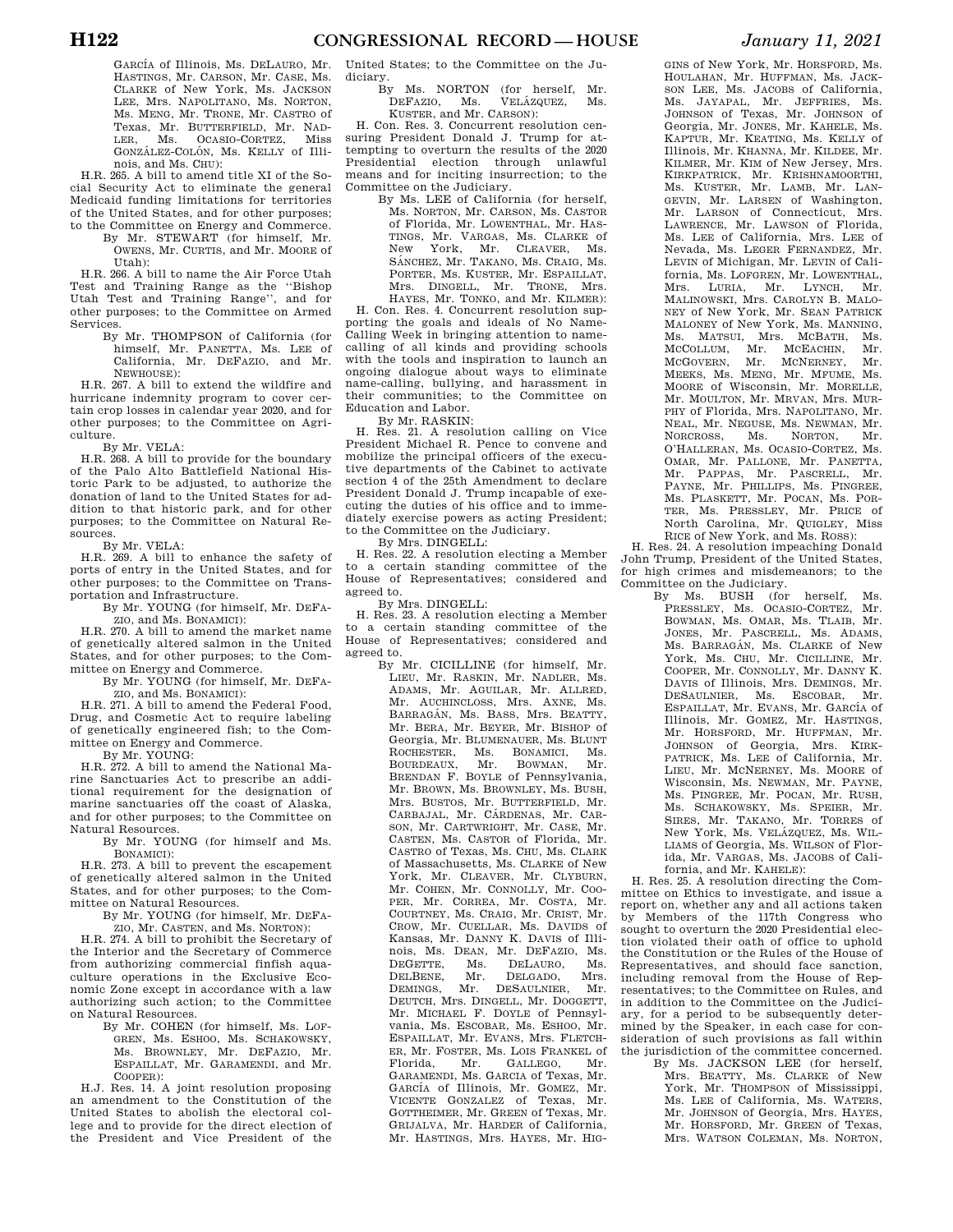GARCÍA of Illinois, Ms. DELAURO, Mr. HASTINGS, Mr. CARSON, Mr. CASE, Ms. CLARKE of New York, Ms. JACKSON LEE, Mrs. NAPOLITANO, Ms. NORTON, Ms. MENG, Mr. TRONE, Mr. CASTRO of Texas, Mr. BUTTERFIELD, Mr. NADLER, Ms. OCASIO-CORTEZ, Miss GONZÁLEZ-COLÓN, Ms. KELLY of Illinois, and Ms. CHU):

H.R. 265. A bill to amend title XI of the Social Security Act to eliminate the general Medicaid funding limitations for territories of the United States, and for other purposes; to the Committee on Energy and Commerce.

By Mr. STEWART (for himself, Mr. OWENS, Mr. CURTIS, and Mr. MOORE of Utah):

H.R. 266. A bill to name the Air Force Utah Test and Training Range as the ''Bishop Utah Test and Training Range'', and for other purposes; to the Committee on Armed Services.

By Mr. THOMPSON of California (for himself, Mr. PANETTA, Ms. LEE of California, Mr. DEFAZIO, and Mr. NEWHOUSE):

H.R. 267. A bill to extend the wildfire and hurricane indemnity program to cover certain crop losses in calendar year 2020, and for other purposes; to the Committee on Agriculture.

By Mr. VELA:

H.R. 268. A bill to provide for the boundary of the Palo Alto Battlefield National Historic Park to be adjusted, to authorize the donation of land to the United States for addition to that historic park, and for other purposes; to the Committee on Natural Resources.

By Mr. VELA:

H.R. 269. A bill to enhance the safety of ports of entry in the United States, and for other purposes; to the Committee on Transportation and Infrastructure.

By Mr. YOUNG (for himself, Mr. DEFAZIO, and Ms. BONAMICI):

H.R. 270. A bill to amend the market name of genetically altered salmon in the United States, and for other purposes; to the Committee on Energy and Commerce.

By Mr. YOUNG (for himself, Mr. DEFAZIO, and Ms. BONAMICI):

H.R. 271. A bill to amend the Federal Food, Drug, and Cosmetic Act to require labeling of genetically engineered fish; to the Committee on Energy and Commerce.

By Mr. YOUNG:

H.R. 272. A bill to amend the National Marine Sanctuaries Act to prescribe an additional requirement for the designation of marine sanctuaries off the coast of Alaska, and for other purposes; to the Committee on Natural Resources.

By Mr. YOUNG (for himself and Ms. BONAMICI):

H.R. 273. A bill to prevent the escapement of genetically altered salmon in the United States, and for other purposes; to the Committee on Natural Resources.

By Mr. YOUNG (for himself, Mr. DEFAZIO, Mr. CASTEN, and Ms. NORTON):

H.R. 274. A bill to prohibit the Secretary of the Interior and the Secretary of Commerce from authorizing commercial finfish aquaculture operations in the Exclusive Economic Zone except in accordance with a law authorizing such action; to the Committee on Natural Resources.

By Mr. COHEN (for himself, Ms. LOFGREN, Ms. ESHOO, Ms. SCHAKOWSKY, Ms. BROWNLEY, Mr. DEFAZIO, Mr. ESPAILLAT, Mr. GARAMENDI, and Mr. COOPER):

H.J. Res. 14. A joint resolution proposing an amendment to the Constitution of the United States to abolish the electoral college and to provide for the direct election of the President and Vice President of the United States; to the Committee on the Judiciary.

By Ms. NORTON (for herself, Mr. DEFAZIO, Ms. VELÁZQUEZ, Ms. KUSTER, and Mr. CARSON):

H. Con. Res. 3. Concurrent resolution censuring President Donald J. Trump for attempting to overturn the results of the 2020 Presidential election through unlawful means and for inciting insurrection; to the Committee on the Judiciary.

By Ms. LEE of California (for herself, Ms. NORTON, Mr. CARSON, Ms. CASTOR of Florida, Mr. LOWENTHAL, Mr. HASTINGS, Mr. VARGAS, Ms. CLARKE of New York, Mr. CLEAVER, Ms. SÁNCHEZ, Mr. TAKANO, Ms. CRAIG, Ms. PORTER, Ms. KUSTER, Mr. ESPAILLAT, Mrs. DINGELL, Mr. TRONE, Mrs. HAYES, Mr. TONKO, and Mr. KILMER):

H. Con. Res. 4. Concurrent resolution supporting the goals and ideals of No Name-Calling Week in bringing attention to name-calling of all kinds and providing schools with the tools and inspiration to launch an ongoing dialogue about ways to eliminate name-calling, bullying, and harassment in their communities; to the Committee on Education and Labor.

By Mr. RASKIN:

H. Res. 21. A resolution calling on Vice President Michael R. Pence to convene and mobilize the principal officers of the executive departments of the Cabinet to activate section 4 of the 25th Amendment to declare President Donald J. Trump incapable of executing the duties of his office and to immediately exercise powers as acting President; to the Committee on the Judiciary.

By Mrs. DINGELL:

H. Res. 22. A resolution electing a Member to a certain standing committee of the House of Representatives; considered and agreed to.

By Mrs. DINGELL:

H. Res. 23. A resolution electing a Member to a certain standing committee of the House of Representatives; considered and agreed to.

By Mr. CICILLINE (for himself, Mr. LIEU, Mr. RASKIN, Mr. NADLER, Ms. ADAMS, Mr. AGUILAR, Mr. ALLRED, Mr. AUCHINCLOSS, Mrs. AXNE, Ms. BARRAGÁN, Ms. BASS, Mrs. BEATTY, Mr. BERA, Mr. BEYER, Mr. BISHOP of Georgia, Mr. BLUMENAUER, Ms. BLUNT ROCHESTER, Ms. BONAMICI, Ms. BOURDEAUX, Mr. BOWMAN, Mr. BRENDAN F. BOYLE of Pennsylvania, Mr. BROWN, Ms. BROWNLEY, Ms. BUSH, Mrs. BUSTOS, Mr. BUTTERFIELD, Mr. CARBAJAL, Mr. CÁRDENAS, Mr. CARSON, Mr. CARTWRIGHT, Mr. CASE, Mr. CASTEN, Ms. CASTOR of Florida, Mr. CASTRO of Texas, Ms. CHU, Ms. CLARK of Massachusetts, Ms. CLARKE of New York, Mr. CLEAVER, Mr. CLYBURN, Mr. COHEN, Mr. CONNOLLY, Mr. COOPER, Mr. CORREA, Mr. COSTA, Mr. COURTNEY, Ms. CRAIG, Mr. CRIST, Mr. CROW, Mr. CUELLAR, Ms. DAVIDS of Kansas, Mr. DANNY K. DAVIS of Illinois, Ms. DEAN, Mr. DEFAZIO, Ms. DEGETTE, Ms. DELAURO, Ms. DELBENE, Mr. DELGADO, Mrs. DEMINGS, Mr. DESAULNIER, Mr. DEUTCH, Mrs. DINGELL, Mr. DOGGETT, Mr. MICHAEL F. DOYLE of Pennsylvania, Ms. ESCOBAR, Ms. ESHOO, Mr. ESPAILLAT, Mr. EVANS, Mrs. FLETCHER, Mr. FOSTER, Ms. LOIS FRANKEL of Florida, Mr. GALLEGO, Mr. GARAMENDI, Ms. GARCIA of Texas, Mr. GARCÍA of Illinois, Mr. GOMEZ, Mr. VICENTE GONZALEZ of Texas, Mr. GOTTHEIMER, Mr. GREEN of Texas, Mr. GRIJALVA, Mr. HARDER of California, Mr. HASTINGS, Mrs. HAYES, Mr. HIGGINS of New York, Mr. HORSFORD, Ms. HOULAHAN, Mr. HUFFMAN, Ms. JACKSON LEE, Ms. JACOBS of California, Ms. JAYAPAL, Mr. JEFFRIES, Ms. JOHNSON of Texas, Mr. JOHNSON of Georgia, Mr. JONES, Mr. KAHELE, Ms. KAPTUR, Mr. KEATING, Ms. KELLY of Illinois, Mr. KHANNA, Mr. KILDEE, Mr. KILMER, Mr. KIM of New Jersey, Mrs. KIRKPATRICK, Mr. KRISHNAMOORTHI, Ms. KUSTER, Mr. LAMB, Mr. LANGEVIN, Mr. LARSEN of Washington, Mr. LARSON of Connecticut, Mrs. LAWRENCE, Mr. LAWSON of Florida, Ms. LEE of California, Mrs. LEE of Nevada, Ms. LEGER FERNANDEZ, Mr. LEVIN of Michigan, Mr. LEVIN of California, Ms. LOFGREN, Mr. LOWENTHAL, Mrs. LURIA, Mr. LYNCH, Mr. MALINOWSKI, Mrs. CAROLYN B. MALONEY of New York, Mr. SEAN PATRICK MALONEY of New York, Ms. MANNING, Ms. MATSUI, Mrs. MCBATH, Ms. MCCOLLUM, Mr. MCEACHIN, Mr. MCGOVERN, Mr. MCNERNEY, Mr. MEEKS, Ms. MENG, Mr. MFUME, Ms. MOORE of Wisconsin, Mr. MORELLE, Mr. MOULTON, Mr. MRVAN, Mrs. MURPHY of Florida, Mrs. NAPOLITANO, Mr. NEAL, Mr. NEGUSE, Ms. NEWMAN, Mr. NORCROSS, Ms. NORTON, Mr. O'HALLERAN, Ms. OCASIO-CORTEZ, Ms. OMAR, Mr. PALLONE, Mr. PANETTA, Mr. PAPPAS, Mr. PASCRELL, Mr. PAYNE, Mr. PHILLIPS, Ms. PINGREE, Ms. PLASKETT, Mr. POCAN, Ms. PORTER, Ms. PRESSLEY, Mr. PRICE of North Carolina, Mr. QUIGLEY, Miss RICE of New York, and Ms. ROSS):

H. Res. 24. A resolution impeaching Donald John Trump, President of the United States, for high crimes and misdemeanors; to the Committee on the Judiciary.

By Ms. BUSH (for herself, Ms. PRESSLEY, Ms. OCASIO-CORTEZ, Mr. BOWMAN, Ms. OMAR, Ms. TLAIB, Mr. JONES, Mr. PASCRELL, Ms. ADAMS, Ms. BARRAGÁN, Ms. CLARKE of New York, Ms. CHU, Mr. CICILLINE, Mr. COOPER, Mr. CONNOLLY, Mr. DANNY K. DAVIS of Illinois, Mrs. DEMINGS, Mr. DESAULNIER, Ms. ESCOBAR, Mr. ESPAILLAT, Mr. EVANS, Mr. GARCÍA of Illinois, Mr. GOMEZ, Mr. HASTINGS, Mr. HORSFORD, Mr. HUFFMAN, Mr. JOHNSON of Georgia, Mrs. KIRKPATRICK, Ms. LEE of California, Mr. LIEU, Mr. MCNERNEY, Ms. MOORE of Wisconsin, Ms. NEWMAN, Mr. PAYNE, Ms. PINGREE, Mr. POCAN, Mr. RUSH, Ms. SCHAKOWSKY, Ms. SPEIER, Mr. SIRES, Mr. TAKANO, Mr. TORRES of New York, Ms. VELÁZQUEZ, Ms. WILLIAMS of Georgia, Ms. WILSON of Florida, Mr. VARGAS, Ms. JACOBS of California, and Mr. KAHELE):

H. Res. 25. A resolution directing the Committee on Ethics to investigate, and issue a report on, whether any and all actions taken by Members of the 117th Congress who sought to overturn the 2020 Presidential election violated their oath of office to uphold the Constitution or the Rules of the House of Representatives, and should face sanction, including removal from the House of Representatives; to the Committee on Rules, and in addition to the Committee on the Judiciary, for a period to be subsequently determined by the Speaker, in each case for consideration of such provisions as fall within the jurisdiction of the committee concerned.

By Ms. JACKSON LEE (for herself, Mrs. BEATTY, Ms. CLARKE of New York, Mr. THOMPSON of Mississippi, Ms. LEE of California, Ms. WATERS, Mr. JOHNSON of Georgia, Mrs. HAYES, Mr. HORSFORD, Mr. GREEN of Texas, Mrs. WATSON COLEMAN, Ms. NORTON,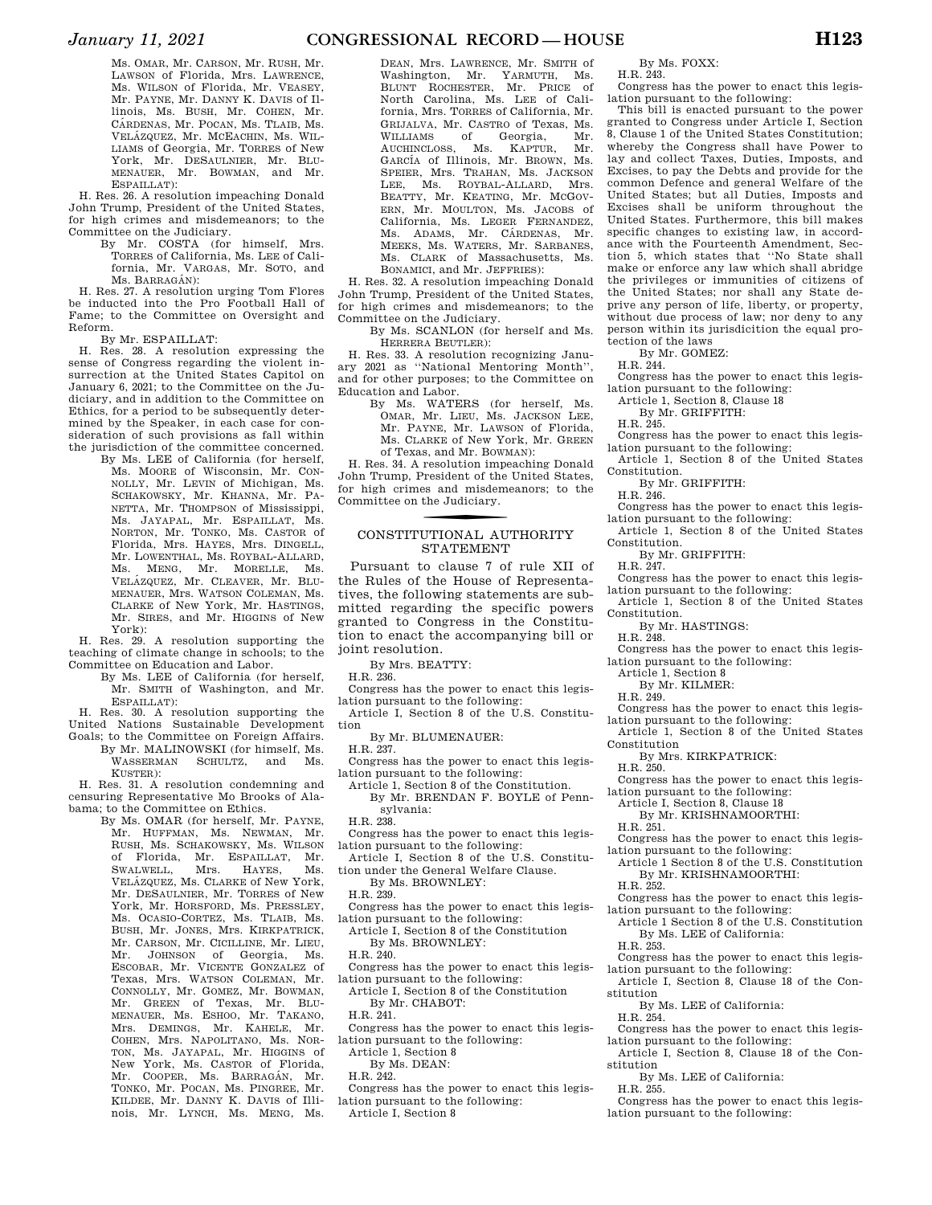Ms. OMAR, Mr. CARSON, Mr. RUSH, Mr. LAWSON of Florida, Mrs. LAWRENCE, Ms. WILSON of Florida, Mr. VEASEY, Mr. PAYNE, Mr. DANNY K. DAVIS of Illinois, Ms. BUSH, Mr. COHEN, Mr. CÁRDENAS, Mr. POCAN, Ms. TLAIB, Ms. VELÁZQUEZ, Mr. MCEACHIN, Ms. WILLIAMS of Georgia, Mr. TORRES of New York, Mr. DESAULNIER, Mr. BLUMENAUER, Mr. BOWMAN, and Mr. ESPAILLAT):

H. Res. 26. A resolution impeaching Donald John Trump, President of the United States, for high crimes and misdemeanors; to the Committee on the Judiciary.

By Mr. COSTA (for himself, Mrs. TORRES of California, Ms. LEE of California, Mr. VARGAS, Mr. SOTO, and Ms. BARRAGÁN):

H. Res. 27. A resolution urging Tom Flores be inducted into the Pro Football Hall of Fame; to the Committee on Oversight and Reform.

By Mr. ESPAILLAT:

H. Res. 28. A resolution expressing the sense of Congress regarding the violent insurrection at the United States Capitol on January 6, 2021; to the Committee on the Judiciary, and in addition to the Committee on Ethics, for a period to be subsequently determined by the Speaker, in each case for consideration of such provisions as fall within the jurisdiction of the committee concerned.

By Ms. LEE of California (for herself, Ms. MOORE of Wisconsin, Mr. CONNOLLY, Mr. LEVIN of Michigan, Ms. SCHAKOWSKY, Mr. KHANNA, Mr. PANETTA, Mr. THOMPSON of Mississippi, Ms. JAYAPAL, Mr. ESPAILLAT, Ms. NORTON, Mr. TONKO, Ms. CASTOR of Florida, Mrs. HAYES, Mrs. DINGELL, Mr. LOWENTHAL, Ms. ROYBAL-ALLARD, Ms. MENG, Mr. MORELLE, Ms. VELÁZQUEZ, Mr. CLEAVER, Mr. BLUMENAUER, Mrs. WATSON COLEMAN, Ms. CLARKE of New York, Mr. HASTINGS, Mr. SIRES, and Mr. HIGGINS of New York):

H. Res. 29. A resolution supporting the teaching of climate change in schools; to the Committee on Education and Labor.

By Ms. LEE of California (for herself, Mr. SMITH of Washington, and Mr. ESPAILLAT):

H. Res. 30. A resolution supporting the United Nations Sustainable Development Goals; to the Committee on Foreign Affairs.

By Mr. MALINOWSKI (for himself, Ms. WASSERMAN SCHULTZ, and Ms. KUSTER):

H. Res. 31. A resolution condemning and censuring Representative Mo Brooks of Alabama; to the Committee on Ethics.

By Ms. OMAR (for herself, Mr. PAYNE, Mr. HUFFMAN, Ms. NEWMAN, Mr. RUSH, Ms. SCHAKOWSKY, Ms. WILSON of Florida, Mr. ESPAILLAT, Mr. SWALWELL, Mrs. HAYES, Ms. VELÁZQUEZ, Ms. CLARKE of New York, Mr. DESAULNIER, Mr. TORRES of New York, Mr. HORSFORD, Ms. PRESSLEY, Ms. OCASIO-CORTEZ, Ms. TLAIB, Ms. BUSH, Mr. JONES, Mrs. KIRKPATRICK, Mr. CARSON, Mr. CICILLINE, Mr. LIEU, Mr. JOHNSON of Georgia, Ms. ESCOBAR, Mr. VICENTE GONZALEZ of Texas, Mrs. WATSON COLEMAN, Mr. CONNOLLY, Mr. GOMEZ, Mr. BOWMAN, Mr. GREEN of Texas, Mr. BLUMENAUER, Ms. ESHOO, Mr. TAKANO, Mrs. DEMINGS, Mr. KAHELE, Mr. COHEN, Mrs. NAPOLITANO, Ms. NORTON, Ms. JAYAPAL, Mr. HIGGINS of New York, Ms. CASTOR of Florida, Mr. COOPER, Ms. BARRAGÁN, Mr. TONKO, Mr. POCAN, Ms. PINGREE, Mr. KILDEE, Mr. DANNY K. DAVIS of Illinois, Mr. LYNCH, Ms. MENG, Ms. DEAN, Mrs. LAWRENCE, Mr. SMITH of Washington, Mr. YARMUTH, Ms. BLUNT ROCHESTER, Mr. PRICE of North Carolina, Ms. LEE of California, Mrs. TORRES of California, Mr. GRIJALVA, Mr. CASTRO of Texas, Ms. WILLIAMS of Georgia, Mr. AUCHINCLOSS, Ms. KAPTUR, Mr. GARCÍA of Illinois, Mr. BROWN, Ms. SPEIER, Mrs. TRAHAN, Ms. JACKSON LEE, Ms. ROYBAL-ALLARD, Mrs. BEATTY, Mr. KEATING, Mr. MCGOVERN, Mr. MOULTON, Ms. JACOBS of California, Ms. LEGER FERNANDEZ, Ms. ADAMS, Mr. CÁRDENAS, Mr. MEEKS, Ms. WATERS, Mr. SARBANES, Ms. CLARK of Massachusetts, Ms. BONAMICI, and Mr. JEFFRIES):

H. Res. 32. A resolution impeaching Donald John Trump, President of the United States, for high crimes and misdemeanors; to the Committee on the Judiciary.

By Ms. SCANLON (for herself and Ms. HERRERA BEUTLER):

H. Res. 33. A resolution recognizing January 2021 as "National Mentoring Month", and for other purposes; to the Committee on Education and Labor.

By Ms. WATERS (for herself, Ms. OMAR, Mr. LIEU, Ms. JACKSON LEE, Mr. PAYNE, Mr. LAWSON of Florida, Ms. CLARKE of New York, Mr. GREEN of Texas, and Mr. BOWMAN):

H. Res. 34. A resolution impeaching Donald John Trump, President of the United States, for high crimes and misdemeanors; to the Committee on the Judiciary.

## CONSTITUTIONAL AUTHORITY STATEMENT

Pursuant to clause 7 of rule XII of the Rules of the House of Representatives, the following statements are submitted regarding the specific powers granted to Congress in the Constitution to enact the accompanying bill or joint resolution.

By Mrs. BEATTY:

H.R. 236.

Congress has the power to enact this legislation pursuant to the following:

Article I, Section 8 of the U.S. Constitution

By Mr. BLUMENAUER:

H.R. 237.

Congress has the power to enact this legislation pursuant to the following:

Article 1, Section 8 of the Constitution.

By Mr. BRENDAN F. BOYLE of Pennsylvania:

H.R. 238.

Congress has the power to enact this legislation pursuant to the following:

Article I, Section 8 of the U.S. Constitution under the General Welfare Clause.

By Ms. BROWNLEY:

H.R. 239.

Congress has the power to enact this legislation pursuant to the following:

Article I, Section 8 of the Constitution

By Ms. BROWNLEY:

H.R. 240.

Congress has the power to enact this legislation pursuant to the following:

Article I, Section 8 of the Constitution

By Mr. CHABOT:

H.R. 241.

Congress has the power to enact this legislation pursuant to the following:

Article 1, Section 8

By Ms. DEAN:

H.R. 242.

Congress has the power to enact this legislation pursuant to the following:

Article I, Section 8

By Ms. FOXX:

H.R. 243.

Congress has the power to enact this legislation pursuant to the following:

This bill is enacted pursuant to the power granted to Congress under Article I, Section 8, Clause 1 of the United States Constitution; whereby the Congress shall have Power to lay and collect Taxes, Duties, Imposts, and Excises, to pay the Debts and provide for the common Defence and general Welfare of the United States; but all Duties, Imposts and Excises shall be uniform throughout the United States. Furthermore, this bill makes specific changes to existing law, in accordance with the Fourteenth Amendment, Section 5, which states that "No State shall make or enforce any law which shall abridge the privileges or immunities of citizens of the United States; nor shall any State deprive any person of life, liberty, or property, without due process of law; nor deny to any person within its jurisdicition the equal protection of the laws

By Mr. GOMEZ:

H.R. 244.

Congress has the power to enact this legislation pursuant to the following:

Article 1, Section 8, Clause 18

By Mr. GRIFFITH:

H.R. 245.

Congress has the power to enact this legislation pursuant to the following:

Article 1, Section 8 of the United States Constitution.

By Mr. GRIFFITH:

H.R. 246.

Congress has the power to enact this legislation pursuant to the following:

Article 1, Section 8 of the United States Constitution.

By Mr. GRIFFITH:

H.R. 247.

Congress has the power to enact this legislation pursuant to the following:

Article 1, Section 8 of the United States Constitution.

By Mr. HASTINGS:

H.R. 248.

Congress has the power to enact this legislation pursuant to the following:

Article 1, Section 8

By Mr. KILMER:

H.R. 249.

Congress has the power to enact this legislation pursuant to the following:

Article 1, Section 8 of the United States Constitution

By Mrs. KIRKPATRICK:

H.R. 250.

Congress has the power to enact this legislation pursuant to the following:

Article I, Section 8, Clause 18

By Mr. KRISHNAMOORTHI:

H.R. 251.

Congress has the power to enact this legislation pursuant to the following:

Article 1 Section 8 of the U.S. Constitution

By Mr. KRISHNAMOORTHI:

H.R. 252.

Congress has the power to enact this legislation pursuant to the following:

Article 1 Section 8 of the U.S. Constitution

By Ms. LEE of California:

H.R. 253.

Congress has the power to enact this legislation pursuant to the following:

Article I, Section 8, Clause 18 of the Constitution

By Ms. LEE of California:

H.R. 254.

Congress has the power to enact this legislation pursuant to the following:

Article I, Section 8, Clause 18 of the Constitution

By Ms. LEE of California:

H.R. 255.

Congress has the power to enact this legislation pursuant to the following: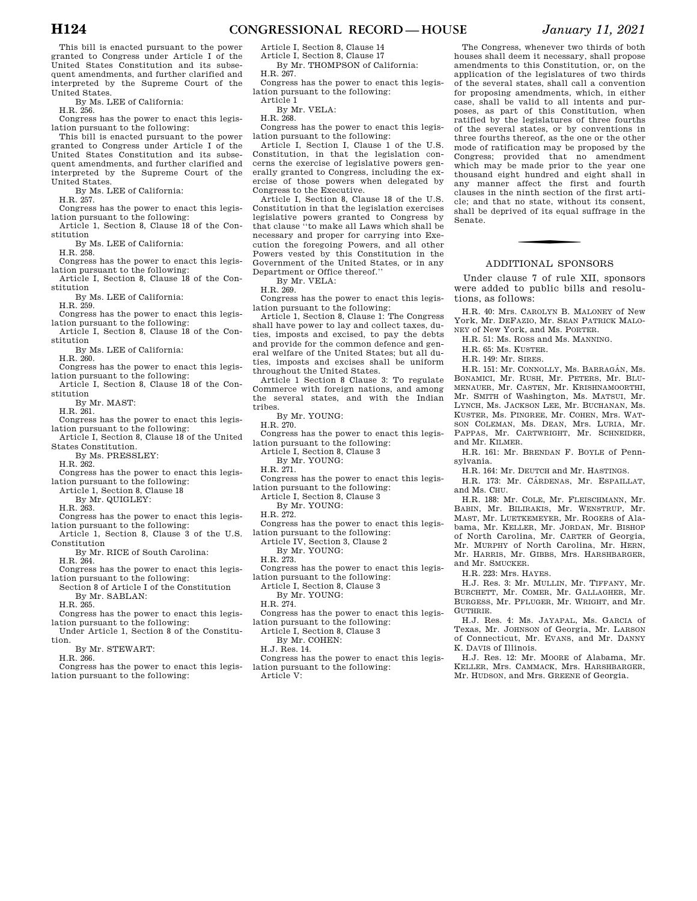This bill is enacted pursuant to the power granted to Congress under Article I of the United States Constitution and its subsequent amendments, and further clarified and interpreted by the Supreme Court of the United States.

By Ms. LEE of California:

H.R. 256.

Congress has the power to enact this legislation pursuant to the following:

This bill is enacted pursuant to the power granted to Congress under Article I of the United States Constitution and its subsequent amendments, and further clarified and interpreted by the Supreme Court of the United States.

By Ms. LEE of California:

H.R. 257.

Congress has the power to enact this legislation pursuant to the following:

Article 1, Section 8, Clause 18 of the Constitution

By Ms. LEE of California:

H.R. 258.

Congress has the power to enact this legislation pursuant to the following:

Article I, Section 8, Clause 18 of the Constitution

By Ms. LEE of California:

H.R. 259.

Congress has the power to enact this legislation pursuant to the following:

Article I, Section 8, Clause 18 of the Constitution

By Ms. LEE of California:

H.R. 260.

Congress has the power to enact this legislation pursuant to the following:

Article I, Section 8, Clause 18 of the Constitution

By Mr. MAST:

H.R. 261.

Congress has the power to enact this legislation pursuant to the following:

Article I, Section 8, Clause 18 of the United States Constitution.

By Ms. PRESSLEY:

H.R. 262.

Congress has the power to enact this legislation pursuant to the following:

Article 1, Section 8, Clause 18

By Mr. QUIGLEY:

H.R. 263.

Congress has the power to enact this legislation pursuant to the following:

Article 1, Section 8, Clause 3 of the U.S. Constitution

By Mr. RICE of South Carolina:

H.R. 264.

Congress has the power to enact this legislation pursuant to the following:

Section 8 of Article I of the Constitution

By Mr. SABLAN:

H.R. 265.

Congress has the power to enact this legislation pursuant to the following:

Under Article 1, Section 8 of the Constitution.

By Mr. STEWART:

H.R. 266.

Congress has the power to enact this legislation pursuant to the following:

Article I, Section 8, Clause 14

Article I, Section 8, Clause 17

By Mr. THOMPSON of California:

H.R. 267.

Congress has the power to enact this legislation pursuant to the following:

Article 1

By Mr. VELA:

H.R. 268.

Congress has the power to enact this legislation pursuant to the following:

Article I, Section I, Clause 1 of the U.S. Constitution, in that the legislation concerns the exercise of legislative powers generally granted to Congress, including the exercise of those powers when delegated by Congress to the Executive.

Article I, Section 8, Clause 18 of the U.S. Constitution in that the legislation exercises legislative powers granted to Congress by that clause "to make all Laws which shall be necessary and proper for carrying into Execution the foregoing Powers, and all other Powers vested by this Constitution in the Government of the United States, or in any Department or Office thereof."

By Mr. VELA:

H.R. 269.

Congress has the power to enact this legislation pursuant to the following:

Article 1, Section 8, Clause 1: The Congress shall have power to lay and collect taxes, duties, imposts and excised, to pay the debts and provide for the common defence and general welfare of the United States; but all duties, imposts and excises shall be uniform throughout the United States.

Article 1 Section 8 Clause 3: To regulate Commerce with foreign nations, and among the several states, and with the Indian tribes.

By Mr. YOUNG:

H.R. 270.

Congress has the power to enact this legislation pursuant to the following:

Article I, Section 8, Clause 3

By Mr. YOUNG:

H.R. 271.

Congress has the power to enact this legislation pursuant to the following:

Article I, Section 8, Clause 3

By Mr. YOUNG:

H.R. 272.

Congress has the power to enact this legislation pursuant to the following:

Article IV, Section 3, Clause 2

By Mr. YOUNG:

H.R. 273.

Congress has the power to enact this legislation pursuant to the following:

Article I, Section 8, Clause 3

By Mr. YOUNG:

H.R. 274.

Congress has the power to enact this legislation pursuant to the following:

Article I, Section 8, Clause 3

By Mr. COHEN:

H.J. Res. 14.

Congress has the power to enact this legislation pursuant to the following:

Article V:

The Congress, whenever two thirds of both houses shall deem it necessary, shall propose amendments to this Constitution, or, on the application of the legislatures of two thirds of the several states, shall call a convention for proposing amendments, which, in either case, shall be valid to all intents and purposes, as part of this Constitution, when ratified by the legislatures of three fourths of the several states, or by conventions in three fourths thereof, as the one or the other mode of ratification may be proposed by the Congress; provided that no amendment which may be made prior to the year one thousand eight hundred and eight shall in any manner affect the first and fourth clauses in the ninth section of the first article; and that no state, without its consent, shall be deprived of its equal suffrage in the Senate.

---

## ADDITIONAL SPONSORS

Under clause 7 of rule XII, sponsors were added to public bills and resolutions, as follows:

H.R. 40: Mrs. CAROLYN B. MALONEY of New York, Mr. DEFAZIO, Mr. SEAN PATRICK MALONEY of New York, and Ms. PORTER.

H.R. 51: Ms. ROSS and Ms. MANNING.

H.R. 65: Ms. KUSTER.

H.R. 149: Mr. SIRES.

H.R. 151: Mr. CONNOLLY, Ms. BARRAGÁN, Ms. BONAMICI, Mr. RUSH, Mr. PETERS, Mr. BLUMENAUER, Mr. CASTEN, Mr. KRISHNAMOORTHI, Mr. SMITH of Washington, Ms. MATSUI, Mr. LYNCH, Ms. JACKSON LEE, Mr. BUCHANAN, Ms. KUSTER, Ms. PINGREE, Mr. COHEN, Mrs. WATSON COLEMAN, Ms. DEAN, Mrs. LURIA, Mr. PAPPAS, Mr. CARTWRIGHT, Mr. SCHNEIDER, and Mr. KILMER.

H.R. 161: Mr. BRENDAN F. BOYLE of Pennsylvania.

H.R. 164: Mr. DEUTCH and Mr. HASTINGS.

H.R. 173: Mr. CÁRDENAS, Mr. ESPAILLAT, and Ms. CHU.

H.R. 188: Mr. COLE, Mr. FLEISCHMANN, Mr. BABIN, Mr. BILIRAKIS, Mr. WENSTRUP, Mr. MAST, Mr. LUETKEMEYER, Mr. ROGERS of Alabama, Mr. KELLER, Mr. JORDAN, Mr. BISHOP of North Carolina, Mr. CARTER of Georgia, Mr. MURPHY of North Carolina, Mr. HERN, Mr. HARRIS, Mr. GIBBS, Mrs. HARSHBARGER, and Mr. SMUCKER.

H.R. 223: Mrs. HAYES.

H.J. Res. 3: Mr. MULLIN, Mr. TIFFANY, Mr. BURCHETT, Mr. COMER, Mr. GALLAGHER, Mr. BURGESS, Mr. PFLUGER, Mr. WRIGHT, and Mr. GUTHRIE.

H.J. Res. 4: Ms. JAYAPAL, Ms. GARCIA of Texas, Mr. JOHNSON of Georgia, Mr. LARSON of Connecticut, Mr. EVANS, and Mr. DANNY K. DAVIS of Illinois.

H.J. Res. 12: Mr. MOORE of Alabama, Mr. KELLER, Mrs. CAMMACK, Mrs. HARSHBARGER, Mr. HUDSON, and Mrs. GREENE of Georgia.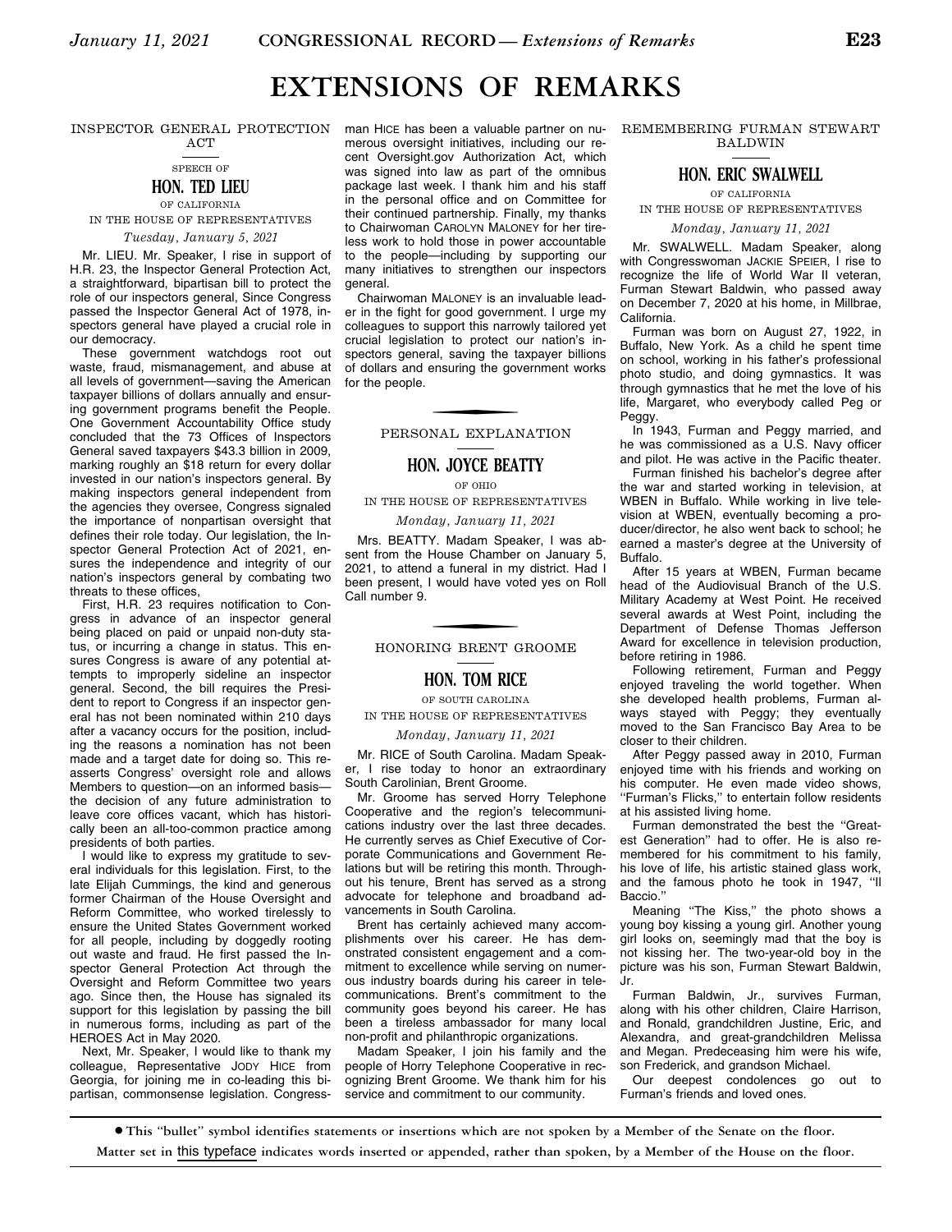# EXTENSIONS OF REMARKS

## INSPECTOR GENERAL PROTECTION ACT

SPEECH OF

### HON. TED LIEU

OF CALIFORNIA

IN THE HOUSE OF REPRESENTATIVES

*Tuesday, January 5, 2021*

Mr. LIEU. Mr. Speaker, I rise in support of H.R. 23, the Inspector General Protection Act, a straightforward, bipartisan bill to protect the role of our inspectors general, Since Congress passed the Inspector General Act of 1978, inspectors general have played a crucial role in our democracy.

These government watchdogs root out waste, fraud, mismanagement, and abuse at all levels of government—saving the American taxpayer billions of dollars annually and ensuring government programs benefit the People. One Government Accountability Office study concluded that the 73 Offices of Inspectors General saved taxpayers $43.3 billion in 2009, marking roughly an $18 return for every dollar invested in our nation's inspectors general. By making inspectors general independent from the agencies they oversee, Congress signaled the importance of nonpartisan oversight that defines their role today. Our legislation, the Inspector General Protection Act of 2021, ensures the independence and integrity of our nation's inspectors general by combating two threats to these offices,

First, H.R. 23 requires notification to Congress in advance of an inspector general being placed on paid or unpaid non-duty status, or incurring a change in status. This ensures Congress is aware of any potential attempts to improperly sideline an inspector general. Second, the bill requires the President to report to Congress if an inspector general has not been nominated within 210 days after a vacancy occurs for the position, including the reasons a nomination has not been made and a target date for doing so. This reasserts Congress' oversight role and allows Members to question—on an informed basis—the decision of any future administration to leave core offices vacant, which has historically been an all-too-common practice among presidents of both parties.

I would like to express my gratitude to several individuals for this legislation. First, to the late Elijah Cummings, the kind and generous former Chairman of the House Oversight and Reform Committee, who worked tirelessly to ensure the United States Government worked for all people, including by doggedly rooting out waste and fraud. He first passed the Inspector General Protection Act through the Oversight and Reform Committee two years ago. Since then, the House has signaled its support for this legislation by passing the bill in numerous forms, including as part of the HEROES Act in May 2020.

Next, Mr. Speaker, I would like to thank my colleague, Representative JODY HICE from Georgia, for joining me in co-leading this bipartisan, commonsense legislation. Congressman HICE has been a valuable partner on numerous oversight initiatives, including our recent Oversight.gov Authorization Act, which was signed into law as part of the omnibus package last week. I thank him and his staff in the personal office and on Committee for their continued partnership. Finally, my thanks to Chairwoman CAROLYN MALONEY for her tireless work to hold those in power accountable to the people—including by supporting our many initiatives to strengthen our inspectors general.

Chairwoman MALONEY is an invaluable leader in the fight for good government. I urge my colleagues to support this narrowly tailored yet crucial legislation to protect our nation's inspectors general, saving the taxpayer billions of dollars and ensuring the government works for the people.

## PERSONAL EXPLANATION

### HON. JOYCE BEATTY

OF OHIO

IN THE HOUSE OF REPRESENTATIVES

*Monday, January 11, 2021*

Mrs. BEATTY. Madam Speaker, I was absent from the House Chamber on January 5, 2021, to attend a funeral in my district. Had I been present, I would have voted yes on Roll Call number 9.

## HONORING BRENT GROOME

### HON. TOM RICE

OF SOUTH CAROLINA

IN THE HOUSE OF REPRESENTATIVES

*Monday, January 11, 2021*

Mr. RICE of South Carolina. Madam Speaker, I rise today to honor an extraordinary South Carolinian, Brent Groome.

Mr. Groome has served Horry Telephone Cooperative and the region's telecommunications industry over the last three decades. He currently serves as Chief Executive of Corporate Communications and Government Relations but will be retiring this month. Throughout his tenure, Brent has served as a strong advocate for telephone and broadband advancements in South Carolina.

Brent has certainly achieved many accomplishments over his career. He has demonstrated consistent engagement and a commitment to excellence while serving on numerous industry boards during his career in telecommunications. Brent's commitment to the community goes beyond his career. He has been a tireless ambassador for many local non-profit and philanthropic organizations.

Madam Speaker, I join his family and the people of Horry Telephone Cooperative in recognizing Brent Groome. We thank him for his service and commitment to our community.

## REMEMBERING FURMAN STEWART BALDWIN

### HON. ERIC SWALWELL

OF CALIFORNIA

IN THE HOUSE OF REPRESENTATIVES

*Monday, January 11, 2021*

Mr. SWALWELL. Madam Speaker, along with Congresswoman JACKIE SPEIER, I rise to recognize the life of World War II veteran, Furman Stewart Baldwin, who passed away on December 7, 2020 at his home, in Millbrae, California.

Furman was born on August 27, 1922, in Buffalo, New York. As a child he spent time on school, working in his father's professional photo studio, and doing gymnastics. It was through gymnastics that he met the love of his life, Margaret, who everybody called Peg or Peggy.

In 1943, Furman and Peggy married, and he was commissioned as a U.S. Navy officer and pilot. He was active in the Pacific theater.

Furman finished his bachelor's degree after the war and started working in television, at WBEN in Buffalo. While working in live television at WBEN, eventually becoming a producer/director, he also went back to school; he earned a master's degree at the University of Buffalo.

After 15 years at WBEN, Furman became head of the Audiovisual Branch of the U.S. Military Academy at West Point. He received several awards at West Point, including the Department of Defense Thomas Jefferson Award for excellence in television production, before retiring in 1986.

Following retirement, Furman and Peggy enjoyed traveling the world together. When she developed health problems, Furman always stayed with Peggy; they eventually moved to the San Francisco Bay Area to be closer to their children.

After Peggy passed away in 2010, Furman enjoyed time with his friends and working on his computer. He even made video shows, "Furman's Flicks," to entertain follow residents at his assisted living home.

Furman demonstrated the best the "Greatest Generation" had to offer. He is also remembered for his commitment to his family, his love of life, his artistic stained glass work, and the famous photo he took in 1947, "Il Baccio."

Meaning "The Kiss," the photo shows a young boy kissing a young girl. Another young girl looks on, seemingly mad that the boy is not kissing her. The two-year-old boy in the picture was his son, Furman Stewart Baldwin, Jr.

Furman Baldwin, Jr., survives Furman, along with his other children, Claire Harrison, and Ronald, grandchildren Justine, Eric, and Alexandra, and great-grandchildren Melissa and Megan. Predeceasing him were his wife, son Frederick, and grandson Michael.

Our deepest condolences go out to Furman's friends and loved ones.

---

● This "bullet" symbol identifies statements or insertions which are not spoken by a Member of the Senate on the floor.

Matter set in this typeface indicates words inserted or appended, rather than spoken, by a Member of the House on the floor.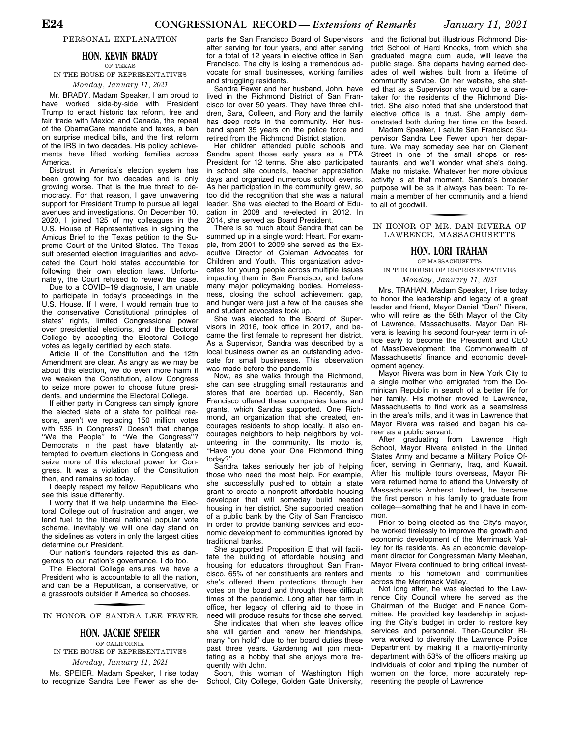## PERSONAL EXPLANATION

### HON. KEVIN BRADY

OF TEXAS

IN THE HOUSE OF REPRESENTATIVES

*Monday, January 11, 2021*

Mr. BRADY. Madam Speaker, I am proud to have worked side-by-side with President Trump to enact historic tax reform, free and fair trade with Mexico and Canada, the repeal of the ObamaCare mandate and taxes, a ban on surprise medical bills, and the first reform of the IRS in two decades. His policy achievements have lifted working families across America.

Distrust in America's election system has been growing for two decades and is only growing worse. That is the true threat to democracy. For that reason, I gave unwavering support for President Trump to pursue all legal avenues and investigations. On December 10, 2020, I joined 125 of my colleagues in the U.S. House of Representatives in signing the Amicus Brief to the Texas petition to the Supreme Court of the United States. The Texas suit presented election irregularities and advocated the Court hold states accountable for following their own election laws. Unfortunately, the Court refused to review the case.

Due to a COVID–19 diagnosis, I am unable to participate in today's proceedings in the U.S. House. If I were, I would remain true to the conservative Constitutional principles of states' rights, limited Congressional power over presidential elections, and the Electoral College by accepting the Electoral College votes as legally certified by each state.

Article II of the Constitution and the 12th Amendment are clear. As angry as we may be about this election, we do even more harm if we weaken the Constitution, allow Congress to seize more power to choose future presidents, and undermine the Electoral College.

If either party in Congress can simply ignore the elected slate of a state for political reasons, aren't we replacing 150 million votes with 535 in Congress? Doesn't that change "We the People" to "We the Congress"? Democrats in the past have blatantly attempted to overturn elections in Congress and seize more of this electoral power for Congress. It was a violation of the Constitution then, and remains so today.

I deeply respect my fellow Republicans who see this issue differently.

I worry that if we help undermine the Electoral College out of frustration and anger, we lend fuel to the liberal national popular vote scheme, inevitably we will one day stand on the sidelines as voters in only the largest cities determine our President.

Our nation's founders rejected this as dangerous to our nation's governance. I do too.

The Electoral College ensures we have a President who is accountable to all the nation, and can be a Republican, a conservative, or a grassroots outsider if America so chooses.

## IN HONOR OF SANDRA LEE FEWER

### HON. JACKIE SPEIER

OF CALIFORNIA

IN THE HOUSE OF REPRESENTATIVES

*Monday, January 11, 2021*

Ms. SPEIER. Madam Speaker, I rise today to recognize Sandra Lee Fewer as she departs the San Francisco Board of Supervisors after serving for four years, and after serving for a total of 12 years in elective office in San Francisco. The city is losing a tremendous advocate for small businesses, working families and struggling residents.

Sandra Fewer and her husband, John, have lived in the Richmond District of San Francisco for over 50 years. They have three children, Sara, Colleen, and Rory and the family has deep roots in the community. Her husband spent 35 years on the police force and retired from the Richmond District station.

Her children attended public schools and Sandra spent those early years as a PTA President for 12 terms. She also participated in school site councils, teacher appreciation days and organized numerous school events. As her participation in the community grew, so too did the recognition that she was a natural leader. She was elected to the Board of Education in 2008 and re-elected in 2012. In 2014, she served as Board President.

There is so much about Sandra that can be summed up in a single word: Heart. For example, from 2001 to 2009 she served as the Executive Director of Coleman Advocates for Children and Youth. This organization advocates for young people across multiple issues impacting them in San Francisco, and before many major policymaking bodies. Homelessness, closing the school achievement gap, and hunger were just a few of the causes she and student advocates took up.

She was elected to the Board of Supervisors in 2016, took office in 2017, and became the first female to represent her district. As a Supervisor, Sandra was described by a local business owner as an outstanding advocate for small businesses. This observation was made before the pandemic.

Now, as she walks through the Richmond, she can see struggling small restaurants and stores that are boarded up. Recently, San Francisco offered these companies loans and grants, which Sandra supported. One Richmond, an organization that she created, encourages residents to shop locally. It also encourages neighbors to help neighbors by volunteering in the community. Its motto is, "Have you done your One Richmond thing today?"

Sandra takes seriously her job of helping those who need the most help. For example, she successfully pushed to obtain a state grant to create a nonprofit affordable housing developer that will someday build needed housing in her district. She supported creation of a public bank by the City of San Francisco in order to provide banking services and economic development to communities ignored by traditional banks.

She supported Proposition E that will facilitate the building of affordable housing and housing for educators throughout San Francisco. 65% of her constituents are renters and she's offered them protections through her votes on the board and through these difficult times of the pandemic. Long after her term in office, her legacy of offering aid to those in need will produce results for those she served.

She indicates that when she leaves office she will garden and renew her friendships, many "on hold" due to her board duties these past three years. Gardening will join meditating as a hobby that she enjoys more frequently with John.

Soon, this woman of Washington High School, City College, Golden Gate University, and the fictional but illustrious Richmond District School of Hard Knocks, from which she graduated magna cum laude, will leave the public stage. She departs having earned decades of well wishes built from a lifetime of community service. On her website, she stated that as a Supervisor she would be a caretaker for the residents of the Richmond District. She also noted that she understood that elective office is a trust. She amply demonstrated both during her time on the board.

Madam Speaker, I salute San Francisco Supervisor Sandra Lee Fewer upon her departure. We may someday see her on Clement Street in one of the small shops or restaurants, and we'll wonder what she's doing. Make no mistake. Whatever her more obvious activity is at that moment, Sandra's broader purpose will be as it always has been: To remain a member of her community and a friend to all of goodwill.

## IN HONOR OF MR. DAN RIVERA OF LAWRENCE, MASSACHUSETTS

### HON. LORI TRAHAN

OF MASSACHUSETTS

IN THE HOUSE OF REPRESENTATIVES

*Monday, January 11, 2021*

Mrs. TRAHAN. Madam Speaker, I rise today to honor the leadership and legacy of a great leader and friend, Mayor Daniel "Dan" Rivera, who will retire as the 59th Mayor of the City of Lawrence, Massachusetts. Mayor Dan Rivera is leaving his second four-year term in office early to become the President and CEO of MassDevelopment; the Commonwealth of Massachusetts' finance and economic development agency.

Mayor Rivera was born in New York City to a single mother who emigrated from the Dominican Republic in search of a better life for her family. His mother moved to Lawrence, Massachusetts to find work as a seamstress in the area's mills, and it was in Lawrence that Mayor Rivera was raised and began his career as a public servant.

After graduating from Lawrence High School, Mayor Rivera enlisted in the United States Army and became a Military Police Officer, serving in Germany, Iraq, and Kuwait. After his multiple tours overseas, Mayor Rivera returned home to attend the University of Massachusetts Amherst. Indeed, he became the first person in his family to graduate from college—something that he and I have in common.

Prior to being elected as the City's mayor, he worked tirelessly to improve the growth and economic development of the Merrimack Valley for its residents. As an economic development director for Congressman Marty Meehan, Mayor Rivera continued to bring critical investments to his hometown and communities across the Merrimack Valley.

Not long after, he was elected to the Lawrence City Council where he served as the Chairman of the Budget and Finance Committee. He provided key leadership in adjusting the City's budget in order to restore key services and personnel. Then-Councilor Rivera worked to diversify the Lawrence Police Department by making it a majority-minority department with 53% of the officers making up individuals of color and tripling the number of women on the force, more accurately representing the people of Lawrence.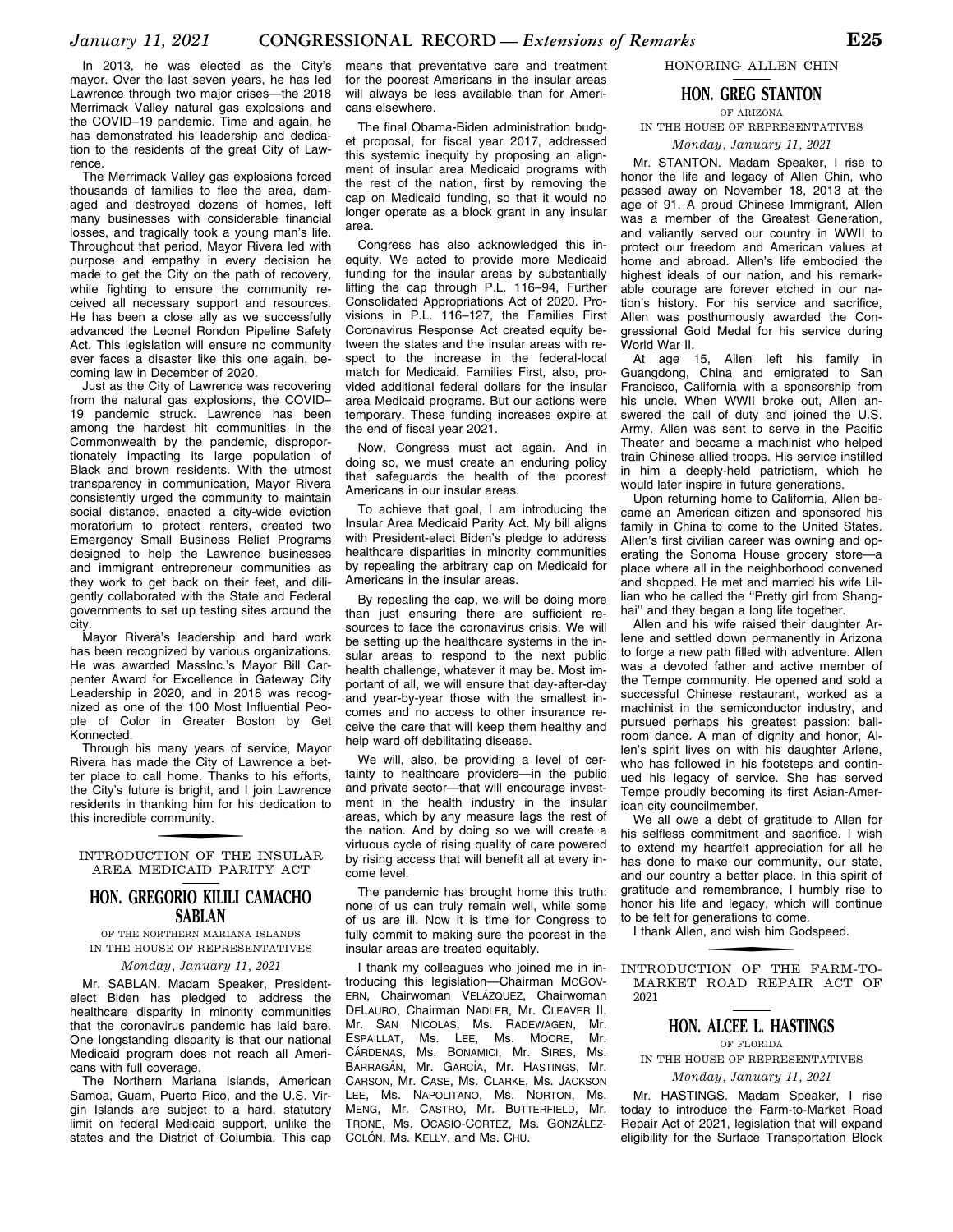In 2013, he was elected as the City's mayor. Over the last seven years, he has led Lawrence through two major crises—the 2018 Merrimack Valley natural gas explosions and the COVID–19 pandemic. Time and again, he has demonstrated his leadership and dedication to the residents of the great City of Lawrence.

The Merrimack Valley gas explosions forced thousands of families to flee the area, damaged and destroyed dozens of homes, left many businesses with considerable financial losses, and tragically took a young man's life. Throughout that period, Mayor Rivera led with purpose and empathy in every decision he made to get the City on the path of recovery, while fighting to ensure the community received all necessary support and resources. He has been a close ally as we successfully advanced the Leonel Rondon Pipeline Safety Act. This legislation will ensure no community ever faces a disaster like this one again, becoming law in December of 2020.

Just as the City of Lawrence was recovering from the natural gas explosions, the COVID–19 pandemic struck. Lawrence has been among the hardest hit communities in the Commonwealth by the pandemic, disproportionately impacting its large population of Black and brown residents. With the utmost transparency in communication, Mayor Rivera consistently urged the community to maintain social distance, enacted a city-wide eviction moratorium to protect renters, created two Emergency Small Business Relief Programs designed to help the Lawrence businesses and immigrant entrepreneur communities as they work to get back on their feet, and diligently collaborated with the State and Federal governments to set up testing sites around the city.

Mayor Rivera's leadership and hard work has been recognized by various organizations. He was awarded MassInc.'s Mayor Bill Carpenter Award for Excellence in Gateway City Leadership in 2020, and in 2018 was recognized as one of the 100 Most Influential People of Color in Greater Boston by Get Konnected.

Through his many years of service, Mayor Rivera has made the City of Lawrence a better place to call home. Thanks to his efforts, the City's future is bright, and I join Lawrence residents in thanking him for his dedication to this incredible community.

## INTRODUCTION OF THE INSULAR AREA MEDICAID PARITY ACT

### HON. GREGORIO KILILI CAMACHO SABLAN

OF THE NORTHERN MARIANA ISLANDS

IN THE HOUSE OF REPRESENTATIVES

*Monday, January 11, 2021*

Mr. SABLAN. Madam Speaker, President-elect Biden has pledged to address the healthcare disparity in minority communities that the coronavirus pandemic has laid bare. One longstanding disparity is that our national Medicaid program does not reach all Americans with full coverage.

The Northern Mariana Islands, American Samoa, Guam, Puerto Rico, and the U.S. Virgin Islands are subject to a hard, statutory limit on federal Medicaid support, unlike the states and the District of Columbia. This cap means that preventative care and treatment for the poorest Americans in the insular areas will always be less available than for Americans elsewhere.

The final Obama-Biden administration budget proposal, for fiscal year 2017, addressed this systemic inequity by proposing an alignment of insular area Medicaid programs with the rest of the nation, first by removing the cap on Medicaid funding, so that it would no longer operate as a block grant in any insular area.

Congress has also acknowledged this inequity. We acted to provide more Medicaid funding for the insular areas by substantially lifting the cap through P.L. 116–94, Further Consolidated Appropriations Act of 2020. Provisions in P.L. 116–127, the Families First Coronavirus Response Act created equity between the states and the insular areas with respect to the increase in the federal-local match for Medicaid. Families First, also, provided additional federal dollars for the insular area Medicaid programs. But our actions were temporary. These funding increases expire at the end of fiscal year 2021.

Now, Congress must act again. And in doing so, we must create an enduring policy that safeguards the health of the poorest Americans in our insular areas.

To achieve that goal, I am introducing the Insular Area Medicaid Parity Act. My bill aligns with President-elect Biden's pledge to address healthcare disparities in minority communities by repealing the arbitrary cap on Medicaid for Americans in the insular areas.

By repealing the cap, we will be doing more than just ensuring there are sufficient resources to face the coronavirus crisis. We will be setting up the healthcare systems in the insular areas to respond to the next public health challenge, whatever it may be. Most important of all, we will ensure that day-after-day and year-by-year those with the smallest incomes and no access to other insurance receive the care that will keep them healthy and help ward off debilitating disease.

We will, also, be providing a level of certainty to healthcare providers—in the public and private sector—that will encourage investment in the health industry in the insular areas, which by any measure lags the rest of the nation. And by doing so we will create a virtuous cycle of rising quality of care powered by rising access that will benefit all at every income level.

The pandemic has brought home this truth: none of us can truly remain well, while some of us are ill. Now it is time for Congress to fully commit to making sure the poorest in the insular areas are treated equitably.

I thank my colleagues who joined me in introducing this legislation—Chairman MCGOVERN, Chairwoman VELÁZQUEZ, Chairwoman DELAURO, Chairman NADLER, Mr. CLEAVER II, Mr. SAN NICOLAS, Ms. RADEWAGEN, Mr. ESPAILLAT, Ms. LEE, Ms. MOORE, Mr. CÁRDENAS, Ms. BONAMICI, Mr. SIRES, Ms. BARRAGÁN, Mr. GARCÍA, Mr. HASTINGS, Mr. CARSON, Mr. CASE, Ms. CLARKE, Ms. JACKSON LEE, Ms. NAPOLITANO, Ms. NORTON, Ms. MENG, Mr. CASTRO, Mr. BUTTERFIELD, Mr. TRONE, Ms. OCASIO-CORTEZ, Ms. GONZÁLEZ-COLÓN, Ms. KELLY, and Ms. CHU.

## HONORING ALLEN CHIN

### HON. GREG STANTON

OF ARIZONA

IN THE HOUSE OF REPRESENTATIVES

*Monday, January 11, 2021*

Mr. STANTON. Madam Speaker, I rise to honor the life and legacy of Allen Chin, who passed away on November 18, 2013 at the age of 91. A proud Chinese Immigrant, Allen was a member of the Greatest Generation, and valiantly served our country in WWII to protect our freedom and American values at home and abroad. Allen's life embodied the highest ideals of our nation, and his remarkable courage are forever etched in our nation's history. For his service and sacrifice, Allen was posthumously awarded the Congressional Gold Medal for his service during World War II.

At age 15, Allen left his family in Guangdong, China and emigrated to San Francisco, California with a sponsorship from his uncle. When WWII broke out, Allen answered the call of duty and joined the U.S. Army. Allen was sent to serve in the Pacific Theater and became a machinist who helped train Chinese allied troops. His service instilled in him a deeply-held patriotism, which he would later inspire in future generations.

Upon returning home to California, Allen became an American citizen and sponsored his family in China to come to the United States. Allen's first civilian career was owning and operating the Sonoma House grocery store—a place where all in the neighborhood convened and shopped. He met and married his wife Lillian who he called the ''Pretty girl from Shanghai'' and they began a long life together.

Allen and his wife raised their daughter Arlene and settled down permanently in Arizona to forge a new path filled with adventure. Allen was a devoted father and active member of the Tempe community. He opened and sold a successful Chinese restaurant, worked as a machinist in the semiconductor industry, and pursued perhaps his greatest passion: ballroom dance. A man of dignity and honor, Allen's spirit lives on with his daughter Arlene, who has followed in his footsteps and continued his legacy of service. She has served Tempe proudly becoming its first Asian-American city councilmember.

We all owe a debt of gratitude to Allen for his selfless commitment and sacrifice. I wish to extend my heartfelt appreciation for all he has done to make our community, our state, and our country a better place. In this spirit of gratitude and remembrance, I humbly rise to honor his life and legacy, which will continue to be felt for generations to come.

I thank Allen, and wish him Godspeed.

## INTRODUCTION OF THE FARM-TO-MARKET ROAD REPAIR ACT OF 2021

### HON. ALCEE L. HASTINGS

OF FLORIDA

IN THE HOUSE OF REPRESENTATIVES

*Monday, January 11, 2021*

Mr. HASTINGS. Madam Speaker, I rise today to introduce the Farm-to-Market Road Repair Act of 2021, legislation that will expand eligibility for the Surface Transportation Block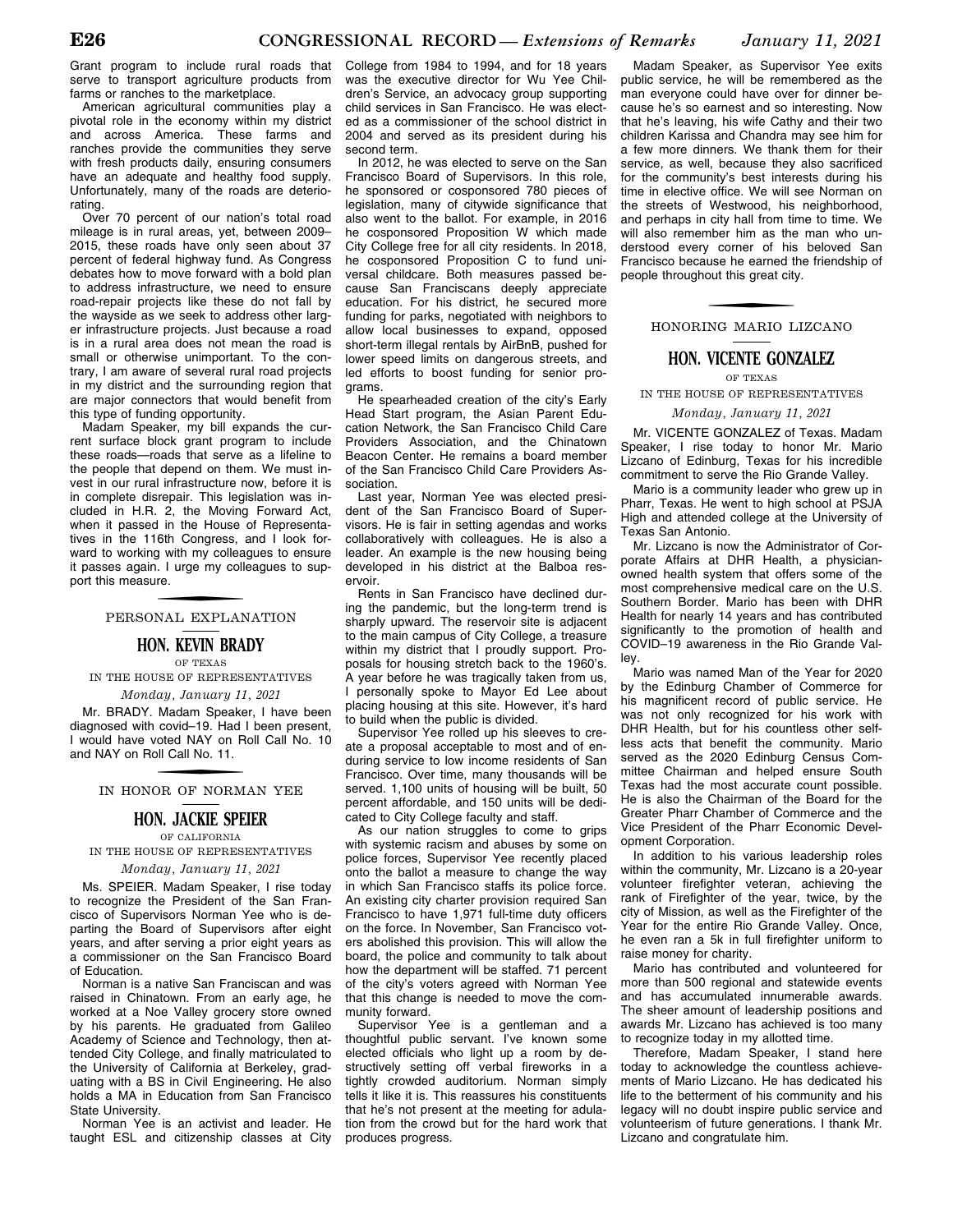Grant program to include rural roads that serve to transport agriculture products from farms or ranches to the marketplace.

American agricultural communities play a pivotal role in the economy within my district and across America. These farms and ranches provide the communities they serve with fresh products daily, ensuring consumers have an adequate and healthy food supply. Unfortunately, many of the roads are deteriorating.

Over 70 percent of our nation's total road mileage is in rural areas, yet, between 2009–2015, these roads have only seen about 37 percent of federal highway fund. As Congress debates how to move forward with a bold plan to address infrastructure, we need to ensure road-repair projects like these do not fall by the wayside as we seek to address other larger infrastructure projects. Just because a road is in a rural area does not mean the road is small or otherwise unimportant. To the contrary, I am aware of several rural road projects in my district and the surrounding region that are major connectors that would benefit from this type of funding opportunity.

Madam Speaker, my bill expands the current surface block grant program to include these roads—roads that serve as a lifeline to the people that depend on them. We must invest in our rural infrastructure now, before it is in complete disrepair. This legislation was included in H.R. 2, the Moving Forward Act, when it passed in the House of Representatives in the 116th Congress, and I look forward to working with my colleagues to ensure it passes again. I urge my colleagues to support this measure.

## PERSONAL EXPLANATION

### HON. KEVIN BRADY

OF TEXAS

IN THE HOUSE OF REPRESENTATIVES

*Monday, January 11, 2021*

Mr. BRADY. Madam Speaker, I have been diagnosed with covid–19. Had I been present, I would have voted NAY on Roll Call No. 10 and NAY on Roll Call No. 11.

## IN HONOR OF NORMAN YEE

### HON. JACKIE SPEIER

OF CALIFORNIA

IN THE HOUSE OF REPRESENTATIVES

*Monday, January 11, 2021*

Ms. SPEIER. Madam Speaker, I rise today to recognize the President of the San Francisco of Supervisors Norman Yee who is departing the Board of Supervisors after eight years, and after serving a prior eight years as a commissioner on the San Francisco Board of Education.

Norman is a native San Franciscan and was raised in Chinatown. From an early age, he worked at a Noe Valley grocery store owned by his parents. He graduated from Galileo Academy of Science and Technology, then attended City College, and finally matriculated to the University of California at Berkeley, graduating with a BS in Civil Engineering. He also holds a MA in Education from San Francisco State University.

Norman Yee is an activist and leader. He taught ESL and citizenship classes at City College from 1984 to 1994, and for 18 years was the executive director for Wu Yee Children's Service, an advocacy group supporting child services in San Francisco. He was elected as a commissioner of the school district in 2004 and served as its president during his second term.

In 2012, he was elected to serve on the San Francisco Board of Supervisors. In this role, he sponsored or cosponsored 780 pieces of legislation, many of citywide significance that also went to the ballot. For example, in 2016 he cosponsored Proposition W which made City College free for all city residents. In 2018, he cosponsored Proposition C to fund universal childcare. Both measures passed because San Franciscans deeply appreciate education. For his district, he secured more funding for parks, negotiated with neighbors to allow local businesses to expand, opposed short-term illegal rentals by AirBnB, pushed for lower speed limits on dangerous streets, and led efforts to boost funding for senior programs.

He spearheaded creation of the city's Early Head Start program, the Asian Parent Education Network, the San Francisco Child Care Providers Association, and the Chinatown Beacon Center. He remains a board member of the San Francisco Child Care Providers Association.

Last year, Norman Yee was elected president of the San Francisco Board of Supervisors. He is fair in setting agendas and works collaboratively with colleagues. He is also a leader. An example is the new housing being developed in his district at the Balboa reservoir.

Rents in San Francisco have declined during the pandemic, but the long-term trend is sharply upward. The reservoir site is adjacent to the main campus of City College, a treasure within my district that I proudly support. Proposals for housing stretch back to the 1960's. A year before he was tragically taken from us, I personally spoke to Mayor Ed Lee about placing housing at this site. However, it's hard to build when the public is divided.

Supervisor Yee rolled up his sleeves to create a proposal acceptable to most and of enduring service to low income residents of San Francisco. Over time, many thousands will be served. 1,100 units of housing will be built, 50 percent affordable, and 150 units will be dedicated to City College faculty and staff.

As our nation struggles to come to grips with systemic racism and abuses by some on police forces, Supervisor Yee recently placed onto the ballot a measure to change the way in which San Francisco staffs its police force. An existing city charter provision required San Francisco to have 1,971 full-time duty officers on the force. In November, San Francisco voters abolished this provision. This will allow the board, the police and community to talk about how the department will be staffed. 71 percent of the city's voters agreed with Norman Yee that this change is needed to move the community forward.

Supervisor Yee is a gentleman and a thoughtful public servant. I've known some elected officials who light up a room by destructively setting off verbal fireworks in a tightly crowded auditorium. Norman simply tells it like it is. This reassures his constituents that he's not present at the meeting for adulation from the crowd but for the hard work that produces progress.

Madam Speaker, as Supervisor Yee exits public service, he will be remembered as the man everyone could have over for dinner because he's so earnest and so interesting. Now that he's leaving, his wife Cathy and their two children Karissa and Chandra may see him for a few more dinners. We thank them for their service, as well, because they also sacrificed for the community's best interests during his time in elective office. We will see Norman on the streets of Westwood, his neighborhood, and perhaps in city hall from time to time. We will also remember him as the man who understood every corner of his beloved San Francisco because he earned the friendship of people throughout this great city.

## HONORING MARIO LIZCANO

### HON. VICENTE GONZALEZ

OF TEXAS

IN THE HOUSE OF REPRESENTATIVES

*Monday, January 11, 2021*

Mr. VICENTE GONZALEZ of Texas. Madam Speaker, I rise today to honor Mr. Mario Lizcano of Edinburg, Texas for his incredible commitment to serve the Rio Grande Valley.

Mario is a community leader who grew up in Pharr, Texas. He went to high school at PSJA High and attended college at the University of Texas San Antonio.

Mr. Lizcano is now the Administrator of Corporate Affairs at DHR Health, a physician-owned health system that offers some of the most comprehensive medical care on the U.S. Southern Border. Mario has been with DHR Health for nearly 14 years and has contributed significantly to the promotion of health and COVID–19 awareness in the Rio Grande Valley.

Mario was named Man of the Year for 2020 by the Edinburg Chamber of Commerce for his magnificent record of public service. He was not only recognized for his work with DHR Health, but for his countless other selfless acts that benefit the community. Mario served as the 2020 Edinburg Census Committee Chairman and helped ensure South Texas had the most accurate count possible. He is also the Chairman of the Board for the Greater Pharr Chamber of Commerce and the Vice President of the Pharr Economic Development Corporation.

In addition to his various leadership roles within the community, Mr. Lizcano is a 20-year volunteer firefighter veteran, achieving the rank of Firefighter of the year, twice, by the city of Mission, as well as the Firefighter of the Year for the entire Rio Grande Valley. Once, he even ran a 5k in full firefighter uniform to raise money for charity.

Mario has contributed and volunteered for more than 500 regional and statewide events and has accumulated innumerable awards. The sheer amount of leadership positions and awards Mr. Lizcano has achieved is too many to recognize today in my allotted time.

Therefore, Madam Speaker, I stand here today to acknowledge the countless achievements of Mario Lizcano. He has dedicated his life to the betterment of his community and his legacy will no doubt inspire public service and volunteerism of future generations. I thank Mr. Lizcano and congratulate him.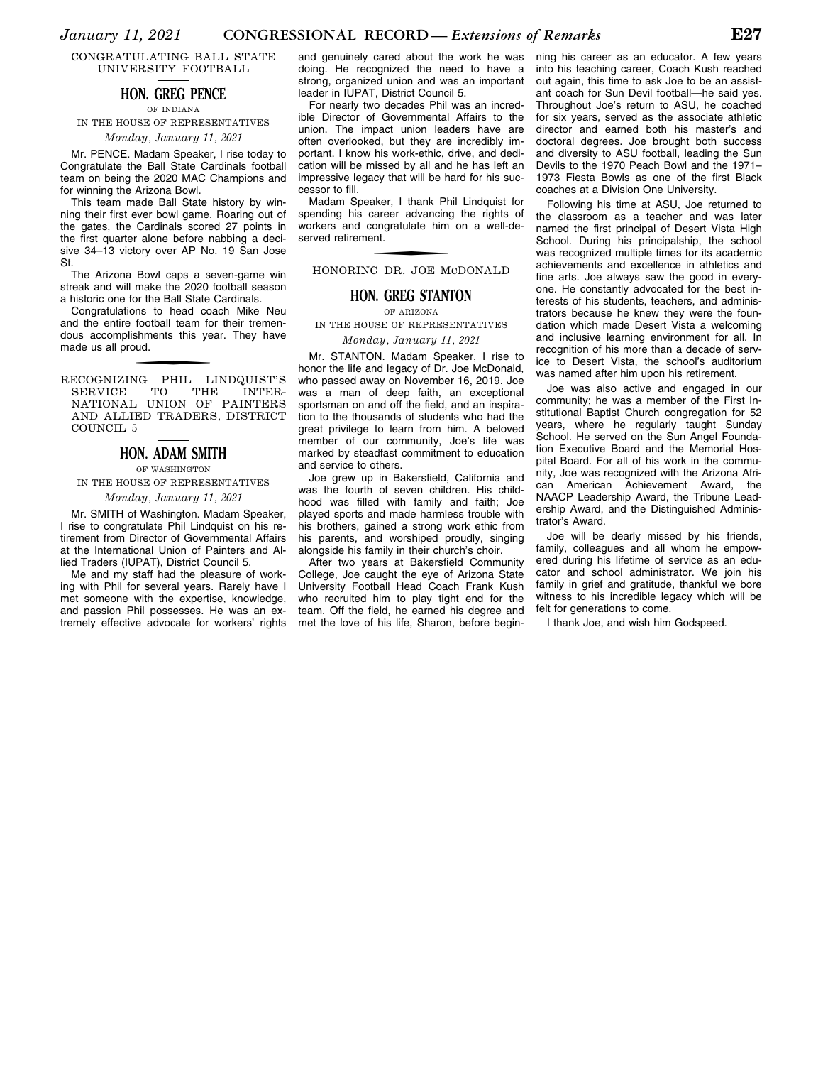## CONGRATULATING BALL STATE UNIVERSITY FOOTBALL

### HON. GREG PENCE

OF INDIANA

IN THE HOUSE OF REPRESENTATIVES

*Monday, January 11, 2021*

Mr. PENCE. Madam Speaker, I rise today to Congratulate the Ball State Cardinals football team on being the 2020 MAC Champions and for winning the Arizona Bowl.

This team made Ball State history by winning their first ever bowl game. Roaring out of the gates, the Cardinals scored 27 points in the first quarter alone before nabbing a decisive 34–13 victory over AP No. 19 San Jose St.

The Arizona Bowl caps a seven-game win streak and will make the 2020 football season a historic one for the Ball State Cardinals.

Congratulations to head coach Mike Neu and the entire football team for their tremendous accomplishments this year. They have made us all proud.

## RECOGNIZING PHIL LINDQUIST'S SERVICE TO THE INTERNATIONAL UNION OF PAINTERS AND ALLIED TRADERS, DISTRICT COUNCIL 5

### HON. ADAM SMITH

OF WASHINGTON

IN THE HOUSE OF REPRESENTATIVES

*Monday, January 11, 2021*

Mr. SMITH of Washington. Madam Speaker, I rise to congratulate Phil Lindquist on his retirement from Director of Governmental Affairs at the International Union of Painters and Allied Traders (IUPAT), District Council 5.

Me and my staff had the pleasure of working with Phil for several years. Rarely have I met someone with the expertise, knowledge, and passion Phil possesses. He was an extremely effective advocate for workers' rights and genuinely cared about the work he was doing. He recognized the need to have a strong, organized union and was an important leader in IUPAT, District Council 5.

For nearly two decades Phil was an incredible Director of Governmental Affairs to the union. The impact union leaders have are often overlooked, but they are incredibly important. I know his work-ethic, drive, and dedication will be missed by all and he has left an impressive legacy that will be hard for his successor to fill.

Madam Speaker, I thank Phil Lindquist for spending his career advancing the rights of workers and congratulate him on a well-deserved retirement.

## HONORING DR. JOE MCDONALD

### HON. GREG STANTON

OF ARIZONA

IN THE HOUSE OF REPRESENTATIVES

*Monday, January 11, 2021*

Mr. STANTON. Madam Speaker, I rise to honor the life and legacy of Dr. Joe McDonald, who passed away on November 16, 2019. Joe was a man of deep faith, an exceptional sportsman on and off the field, and an inspiration to the thousands of students who had the great privilege to learn from him. A beloved member of our community, Joe's life was marked by steadfast commitment to education and service to others.

Joe grew up in Bakersfield, California and was the fourth of seven children. His childhood was filled with family and faith; Joe played sports and made harmless trouble with his brothers, gained a strong work ethic from his parents, and worshiped proudly, singing alongside his family in their church's choir.

After two years at Bakersfield Community College, Joe caught the eye of Arizona State University Football Head Coach Frank Kush who recruited him to play tight end for the team. Off the field, he earned his degree and met the love of his life, Sharon, before beginning his career as an educator. A few years into his teaching career, Coach Kush reached out again, this time to ask Joe to be an assistant coach for Sun Devil football—he said yes. Throughout Joe's return to ASU, he coached for six years, served as the associate athletic director and earned both his master's and doctoral degrees. Joe brought both success and diversity to ASU football, leading the Sun Devils to the 1970 Peach Bowl and the 1971–1973 Fiesta Bowls as one of the first Black coaches at a Division One University.

Following his time at ASU, Joe returned to the classroom as a teacher and was later named the first principal of Desert Vista High School. During his principalship, the school was recognized multiple times for its academic achievements and excellence in athletics and fine arts. Joe always saw the good in everyone. He constantly advocated for the best interests of his students, teachers, and administrators because he knew they were the foundation which made Desert Vista a welcoming and inclusive learning environment for all. In recognition of his more than a decade of service to Desert Vista, the school's auditorium was named after him upon his retirement.

Joe was also active and engaged in our community; he was a member of the First Institutional Baptist Church congregation for 52 years, where he regularly taught Sunday School. He served on the Sun Angel Foundation Executive Board and the Memorial Hospital Board. For all of his work in the community, Joe was recognized with the Arizona African American Achievement Award, the NAACP Leadership Award, the Tribune Leadership Award, and the Distinguished Administrator's Award.

Joe will be dearly missed by his friends, family, colleagues and all whom he empowered during his lifetime of service as an educator and school administrator. We join his family in grief and gratitude, thankful we bore witness to his incredible legacy which will be felt for generations to come.

I thank Joe, and wish him Godspeed.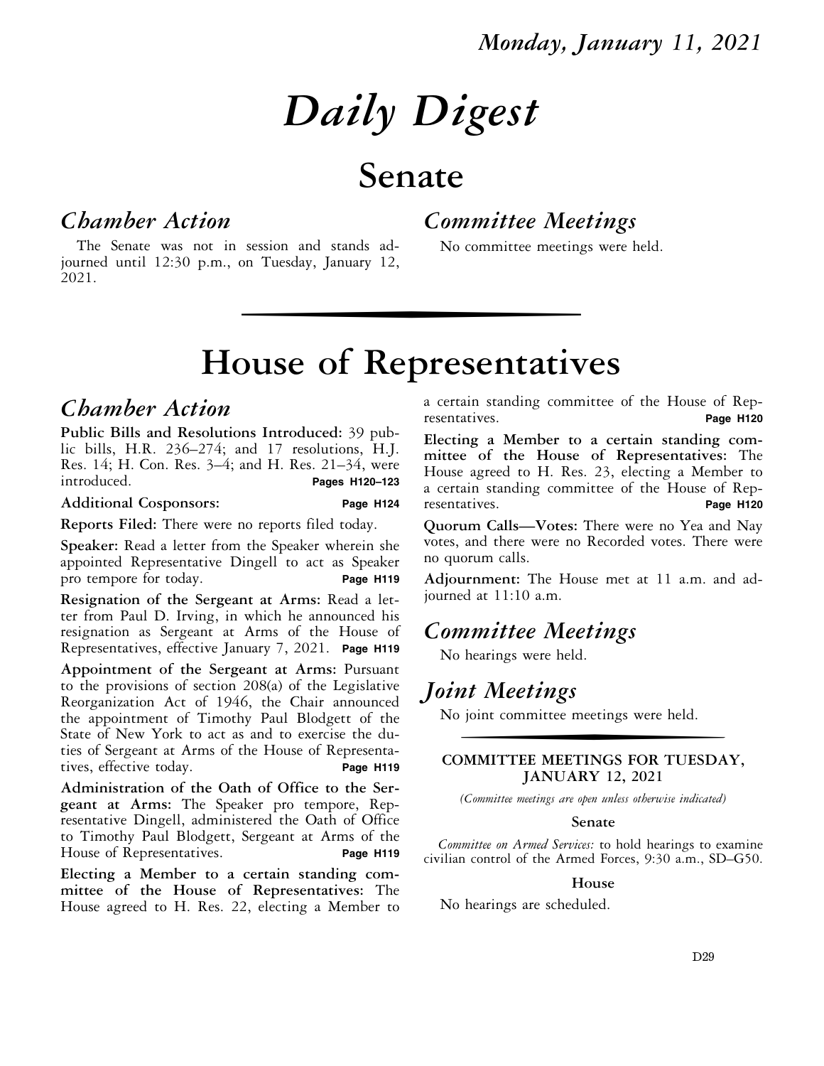Monday, January 11, 2021

# Daily Digest

# Senate

## *Chamber Action*

The Senate was not in session and stands adjourned until 12:30 p.m., on Tuesday, January 12, 2021.

## *Committee Meetings*

No committee meetings were held.

# House of Representatives

## *Chamber Action*

**Public Bills and Resolutions Introduced:** 39 public bills, H.R. 236–274; and 17 resolutions, H.J. Res. 14; H. Con. Res. 3–4; and H. Res. 21–34, were introduced. **Pages H120–123**

**Additional Cosponsors:** **Page H124**

**Reports Filed:** There were no reports filed today.

**Speaker:** Read a letter from the Speaker wherein she appointed Representative Dingell to act as Speaker pro tempore for today. **Page H119**

**Resignation of the Sergeant at Arms:** Read a letter from Paul D. Irving, in which he announced his resignation as Sergeant at Arms of the House of Representatives, effective January 7, 2021. **Page H119**

**Appointment of the Sergeant at Arms:** Pursuant to the provisions of section 208(a) of the Legislative Reorganization Act of 1946, the Chair announced the appointment of Timothy Paul Blodgett of the State of New York to act as and to exercise the duties of Sergeant at Arms of the House of Representatives, effective today. **Page H119**

**Administration of the Oath of Office to the Sergeant at Arms:** The Speaker pro tempore, Representative Dingell, administered the Oath of Office to Timothy Paul Blodgett, Sergeant at Arms of the House of Representatives. **Page H119**

**Electing a Member to a certain standing committee of the House of Representatives:** The House agreed to H. Res. 22, electing a Member to a certain standing committee of the House of Representatives. **Page H120**

**Electing a Member to a certain standing committee of the House of Representatives:** The House agreed to H. Res. 23, electing a Member to a certain standing committee of the House of Representatives. **Page H120**

**Quorum Calls—Votes:** There were no Yea and Nay votes, and there were no Recorded votes. There were no quorum calls.

**Adjournment:** The House met at 11 a.m. and adjourned at 11:10 a.m.

## *Committee Meetings*

No hearings were held.

## *Joint Meetings*

No joint committee meetings were held.

### COMMITTEE MEETINGS FOR TUESDAY, JANUARY 12, 2021

*(Committee meetings are open unless otherwise indicated)*

#### Senate

*Committee on Armed Services:* to hold hearings to examine civilian control of the Armed Forces, 9:30 a.m., SD–G50.

#### House

No hearings are scheduled.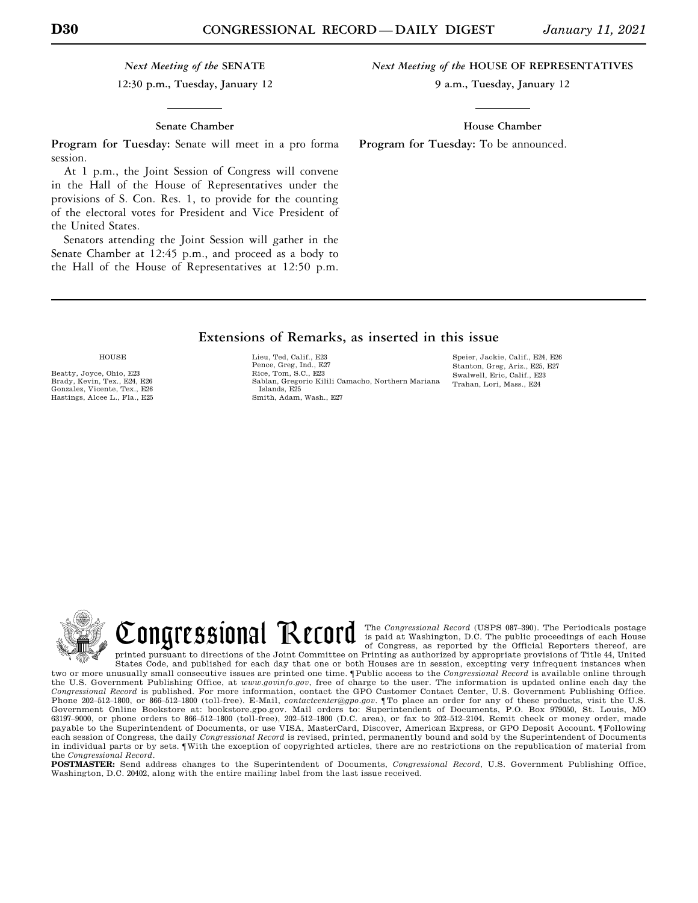*Next Meeting of the* **SENATE**

**12:30 p.m., Tuesday, January 12**

**Senate Chamber**

**Program for Tuesday:** Senate will meet in a pro forma session.

At 1 p.m., the Joint Session of Congress will convene in the Hall of the House of Representatives under the provisions of S. Con. Res. 1, to provide for the counting of the electoral votes for President and Vice President of the United States.

Senators attending the Joint Session will gather in the Senate Chamber at 12:45 p.m., and proceed as a body to the Hall of the House of Representatives at 12:50 p.m.

*Next Meeting of the* **HOUSE OF REPRESENTATIVES**

**9 a.m., Tuesday, January 12**

**House Chamber**

**Program for Tuesday:** To be announced.

## Extensions of Remarks, as inserted in this issue

HOUSE

Beatty, Joyce, Ohio, E23
Brady, Kevin, Tex., E24, E26
Gonzalez, Vicente, Tex., E26
Hastings, Alcee L., Fla., E25
Lieu, Ted, Calif., E23
Pence, Greg, Ind., E27
Rice, Tom, S.C., E23
Sablan, Gregorio Kilili Camacho, Northern Mariana Islands, E25
Smith, Adam, Wash., E27
Speier, Jackie, Calif., E24, E26
Stanton, Greg, Ariz., E25, E27
Swalwell, Eric, Calif., E23
Trahan, Lori, Mass., E24

**Congressional Record** The *Congressional Record* (USPS 087–390). The Periodicals postage is paid at Washington, D.C. The public proceedings of each House of Congress, as reported by the Official Reporters thereof, are printed pursuant to directions of the Joint Committee on Printing as authorized by appropriate provisions of Title 44, United States Code, and published for each day that one or both Houses are in session, excepting very infrequent instances when two or more unusually small consecutive issues are printed one time. ¶Public access to the *Congressional Record* is available online through the U.S. Government Publishing Office, at *www.govinfo.gov*, free of charge to the user. The information is updated online each day the *Congressional Record* is published. For more information, contact the GPO Customer Contact Center, U.S. Government Publishing Office. Phone 202–512–1800, or 866–512–1800 (toll-free). E-Mail, *contactcenter@gpo.gov*. ¶To place an order for any of these products, visit the U.S. Government Online Bookstore at: bookstore.gpo.gov. Mail orders to: Superintendent of Documents, P.O. Box 979050, St. Louis, MO 63197–9000, or phone orders to 866–512–1800 (toll-free), 202–512–1800 (D.C. area), or fax to 202–512–2104. Remit check or money order, made payable to the Superintendent of Documents, or use VISA, MasterCard, Discover, American Express, or GPO Deposit Account. ¶Following each session of Congress, the daily *Congressional Record* is revised, printed, permanently bound and sold by the Superintendent of Documents in individual parts or by sets. ¶With the exception of copyrighted articles, there are no restrictions on the republication of material from the *Congressional Record*.

**POSTMASTER:** Send address changes to the Superintendent of Documents, *Congressional Record*, U.S. Government Publishing Office, Washington, D.C. 20402, along with the entire mailing label from the last issue received.